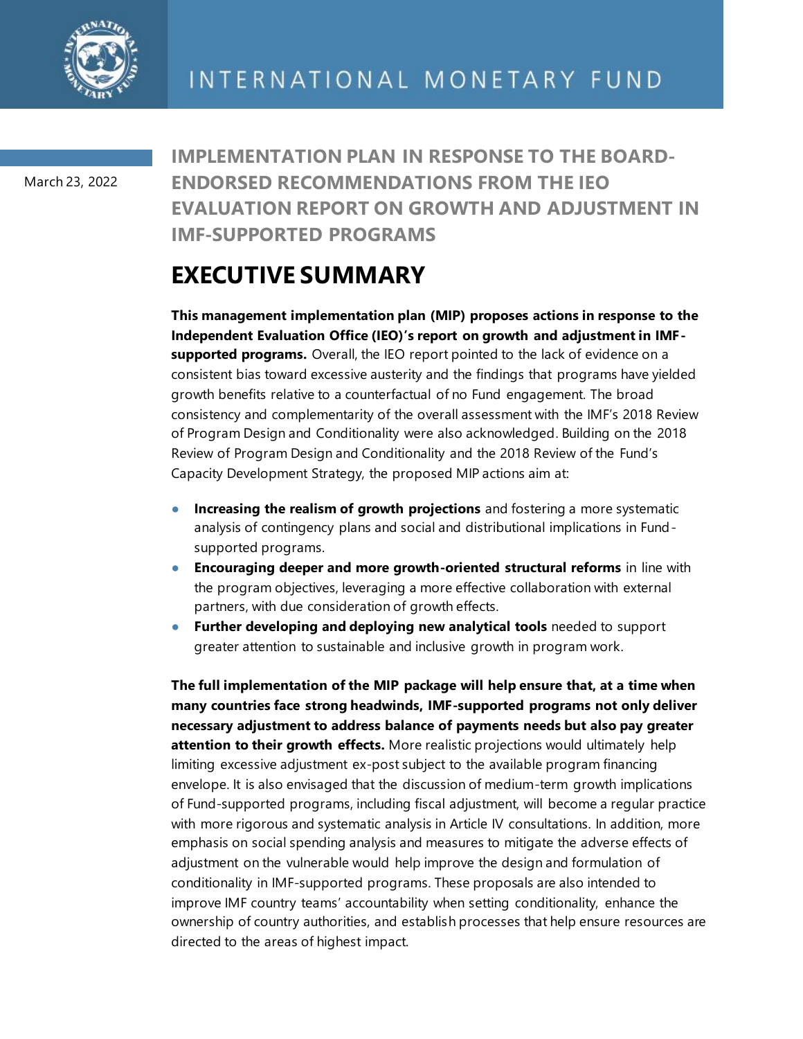INTERNATIONAL MONETARY FUND

March 23, 2022

# IMPLEMENTATION PLAN IN RESPONSE TO THE BOARD-ENDORSED RECOMMENDATIONS FROM THE IEO EVALUATION REPORT ON GROWTH AND ADJUSTMENT IN IMF-SUPPORTED PROGRAMS

## EXECUTIVE SUMMARY

**This management implementation plan (MIP) proposes actions in response to the Independent Evaluation Office (IEO)'s report on growth and adjustment in IMF-supported programs.** Overall, the IEO report pointed to the lack of evidence on a consistent bias toward excessive austerity and the findings that programs have yielded growth benefits relative to a counterfactual of no Fund engagement. The broad consistency and complementarity of the overall assessment with the IMF's 2018 Review of Program Design and Conditionality were also acknowledged. Building on the 2018 Review of Program Design and Conditionality and the 2018 Review of the Fund's Capacity Development Strategy, the proposed MIP actions aim at:

- **Increasing the realism of growth projections** and fostering a more systematic analysis of contingency plans and social and distributional implications in Fund-supported programs.
- **Encouraging deeper and more growth-oriented structural reforms** in line with the program objectives, leveraging a more effective collaboration with external partners, with due consideration of growth effects.
- **Further developing and deploying new analytical tools** needed to support greater attention to sustainable and inclusive growth in program work.

**The full implementation of the MIP package will help ensure that, at a time when many countries face strong headwinds, IMF-supported programs not only deliver necessary adjustment to address balance of payments needs but also pay greater attention to their growth effects.** More realistic projections would ultimately help limiting excessive adjustment ex-post subject to the available program financing envelope. It is also envisaged that the discussion of medium-term growth implications of Fund-supported programs, including fiscal adjustment, will become a regular practice with more rigorous and systematic analysis in Article IV consultations. In addition, more emphasis on social spending analysis and measures to mitigate the adverse effects of adjustment on the vulnerable would help improve the design and formulation of conditionality in IMF-supported programs. These proposals are also intended to improve IMF country teams' accountability when setting conditionality, enhance the ownership of country authorities, and establish processes that help ensure resources are directed to the areas of highest impact.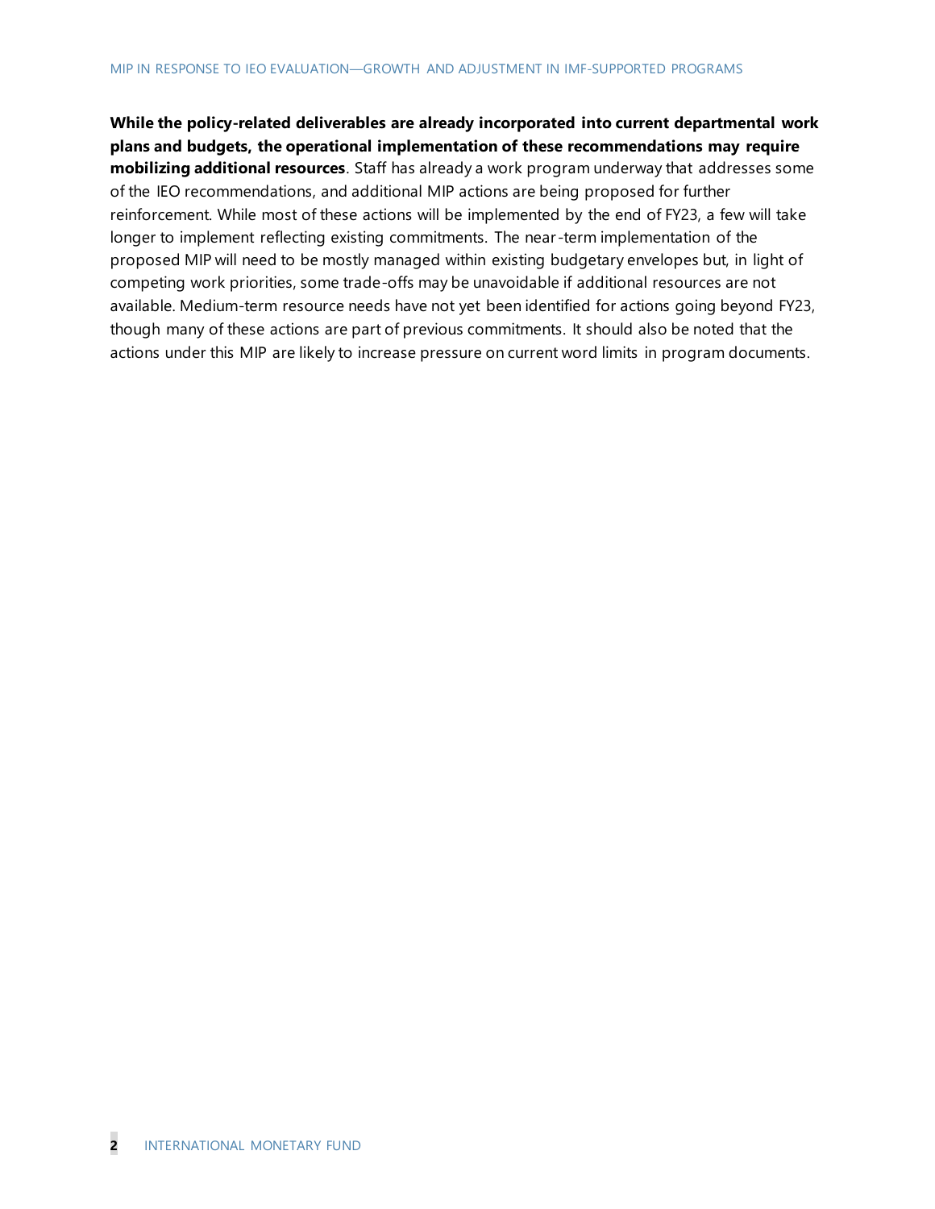**While the policy-related deliverables are already incorporated into current departmental work plans and budgets, the operational implementation of these recommendations may require mobilizing additional resources**. Staff has already a work program underway that addresses some of the IEO recommendations, and additional MIP actions are being proposed for further reinforcement. While most of these actions will be implemented by the end of FY23, a few will take longer to implement reflecting existing commitments. The near-term implementation of the proposed MIP will need to be mostly managed within existing budgetary envelopes but, in light of competing work priorities, some trade-offs may be unavoidable if additional resources are not available. Medium-term resource needs have not yet been identified for actions going beyond FY23, though many of these actions are part of previous commitments. It should also be noted that the actions under this MIP are likely to increase pressure on current word limits in program documents.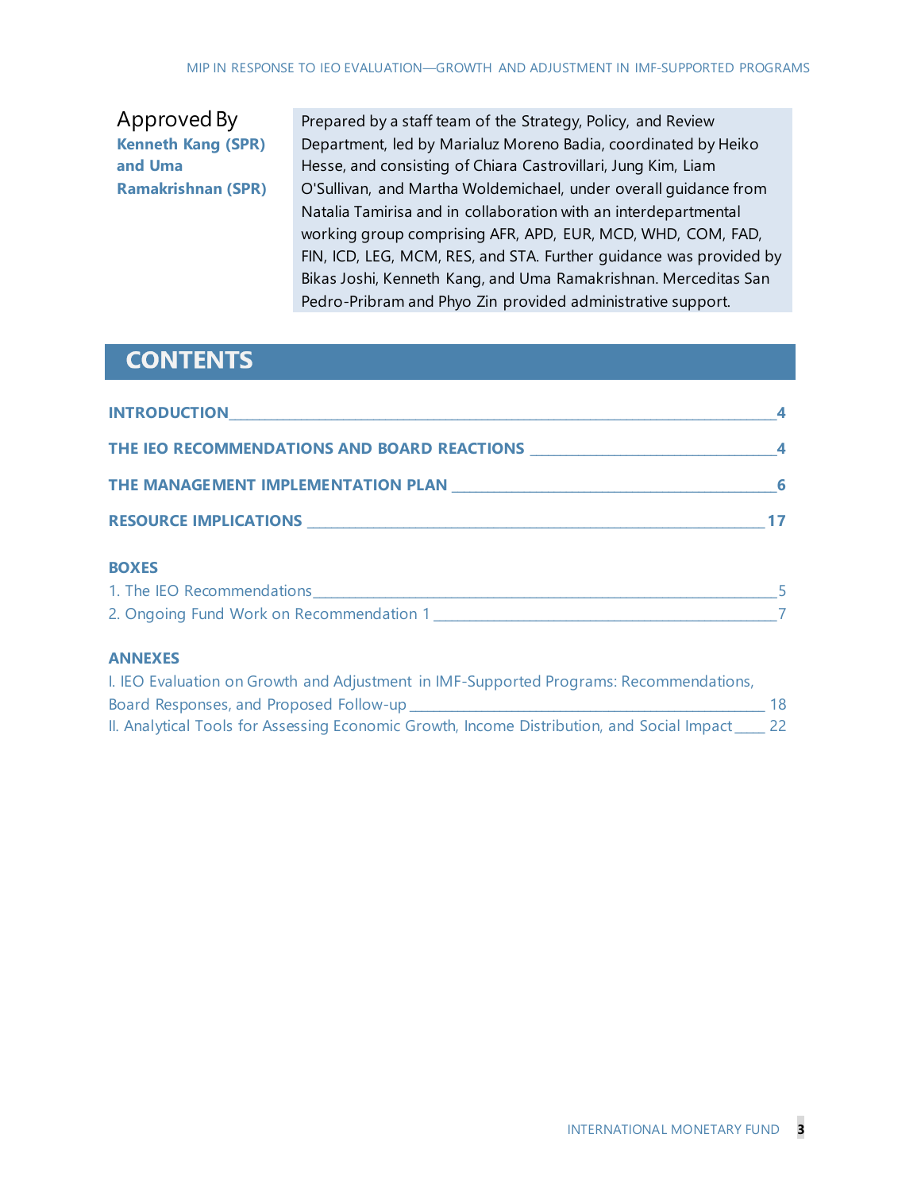Approved By
**Kenneth Kang (SPR) and Uma Ramakrishnan (SPR)**

Prepared by a staff team of the Strategy, Policy, and Review Department, led by Marialuz Moreno Badia, coordinated by Heiko Hesse, and consisting of Chiara Castrovillari, Jung Kim, Liam O'Sullivan, and Martha Woldemichael, under overall guidance from Natalia Tamirisa and in collaboration with an interdepartmental working group comprising AFR, APD, EUR, MCD, WHD, COM, FAD, FIN, ICD, LEG, MCM, RES, and STA. Further guidance was provided by Bikas Joshi, Kenneth Kang, and Uma Ramakrishnan. Merceditas San Pedro-Pribram and Phyo Zin provided administrative support.

## CONTENTS

**INTRODUCTION** ____ 4

**THE IEO RECOMMENDATIONS AND BOARD REACTIONS** ____ 4

**THE MANAGEMENT IMPLEMENTATION PLAN** ____ 6

**RESOURCE IMPLICATIONS** ____ 17

**BOXES**

1. The IEO Recommendations ____ 5
2. Ongoing Fund Work on Recommendation 1 ____ 7

**ANNEXES**

I. IEO Evaluation on Growth and Adjustment in IMF-Supported Programs: Recommendations, Board Responses, and Proposed Follow-up ____ 18

II. Analytical Tools for Assessing Economic Growth, Income Distribution, and Social Impact ____ 22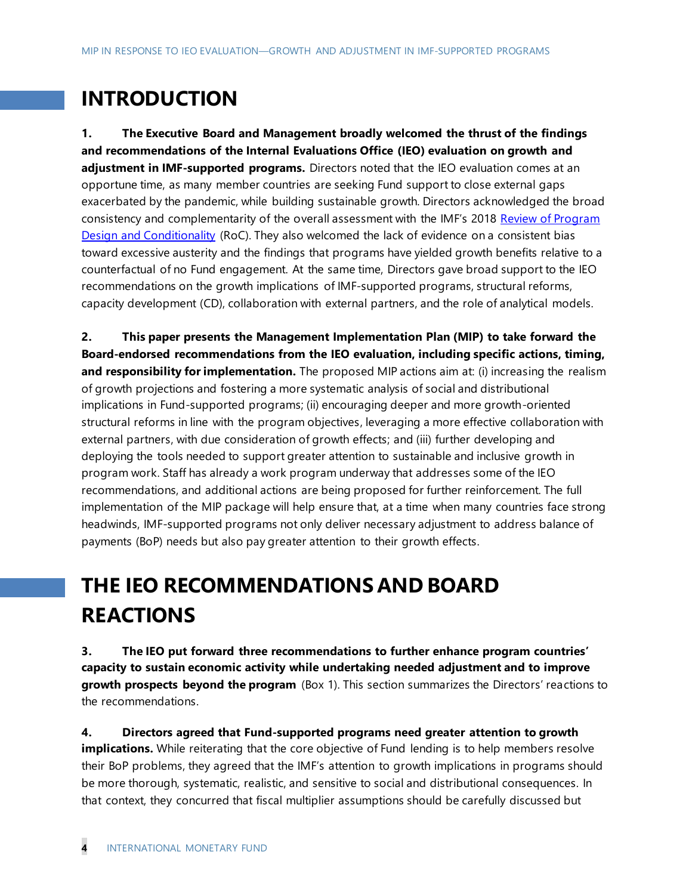# INTRODUCTION

1. **The Executive Board and Management broadly welcomed the thrust of the findings and recommendations of the Internal Evaluations Office (IEO) evaluation on growth and adjustment in IMF-supported programs.** Directors noted that the IEO evaluation comes at an opportune time, as many member countries are seeking Fund support to close external gaps exacerbated by the pandemic, while building sustainable growth. Directors acknowledged the broad consistency and complementarity of the overall assessment with the IMF's 2018 Review of Program Design and Conditionality (RoC). They also welcomed the lack of evidence on a consistent bias toward excessive austerity and the findings that programs have yielded growth benefits relative to a counterfactual of no Fund engagement. At the same time, Directors gave broad support to the IEO recommendations on the growth implications of IMF-supported programs, structural reforms, capacity development (CD), collaboration with external partners, and the role of analytical models.

2. **This paper presents the Management Implementation Plan (MIP) to take forward the Board-endorsed recommendations from the IEO evaluation, including specific actions, timing, and responsibility for implementation.** The proposed MIP actions aim at: (i) increasing the realism of growth projections and fostering a more systematic analysis of social and distributional implications in Fund-supported programs; (ii) encouraging deeper and more growth-oriented structural reforms in line with the program objectives, leveraging a more effective collaboration with external partners, with due consideration of growth effects; and (iii) further developing and deploying the tools needed to support greater attention to sustainable and inclusive growth in program work. Staff has already a work program underway that addresses some of the IEO recommendations, and additional actions are being proposed for further reinforcement. The full implementation of the MIP package will help ensure that, at a time when many countries face strong headwinds, IMF-supported programs not only deliver necessary adjustment to address balance of payments (BoP) needs but also pay greater attention to their growth effects.

# THE IEO RECOMMENDATIONS AND BOARD REACTIONS

3. **The IEO put forward three recommendations to further enhance program countries' capacity to sustain economic activity while undertaking needed adjustment and to improve growth prospects beyond the program** (Box 1). This section summarizes the Directors' reactions to the recommendations.

4. **Directors agreed that Fund-supported programs need greater attention to growth implications.** While reiterating that the core objective of Fund lending is to help members resolve their BoP problems, they agreed that the IMF's attention to growth implications in programs should be more thorough, systematic, realistic, and sensitive to social and distributional consequences. In that context, they concurred that fiscal multiplier assumptions should be carefully discussed but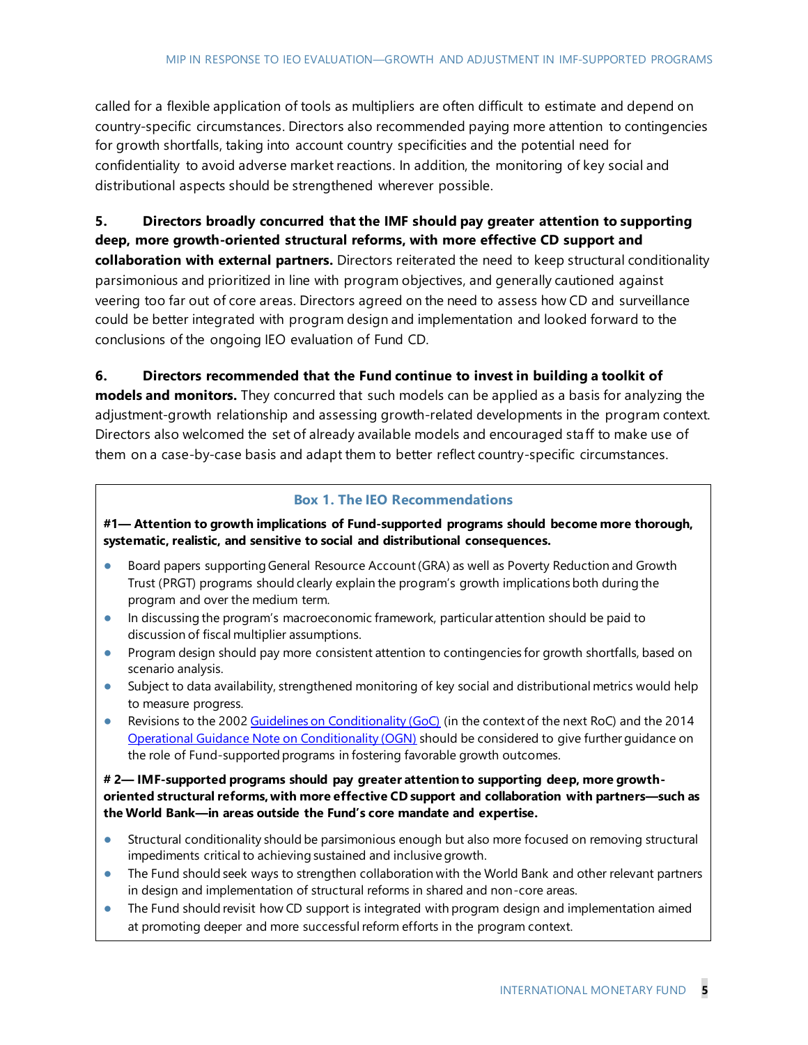called for a flexible application of tools as multipliers are often difficult to estimate and depend on country-specific circumstances. Directors also recommended paying more attention to contingencies for growth shortfalls, taking into account country specificities and the potential need for confidentiality to avoid adverse market reactions. In addition, the monitoring of key social and distributional aspects should be strengthened wherever possible.

5. **Directors broadly concurred that the IMF should pay greater attention to supporting deep, more growth-oriented structural reforms, with more effective CD support and collaboration with external partners.** Directors reiterated the need to keep structural conditionality parsimonious and prioritized in line with program objectives, and generally cautioned against veering too far out of core areas. Directors agreed on the need to assess how CD and surveillance could be better integrated with program design and implementation and looked forward to the conclusions of the ongoing IEO evaluation of Fund CD.

6. **Directors recommended that the Fund continue to invest in building a toolkit of models and monitors.** They concurred that such models can be applied as a basis for analyzing the adjustment-growth relationship and assessing growth-related developments in the program context. Directors also welcomed the set of already available models and encouraged staff to make use of them on a case-by-case basis and adapt them to better reflect country-specific circumstances.

### Box 1. The IEO Recommendations

**#1— Attention to growth implications of Fund-supported programs should become more thorough, systematic, realistic, and sensitive to social and distributional consequences.**

- Board papers supporting General Resource Account (GRA) as well as Poverty Reduction and Growth Trust (PRGT) programs should clearly explain the program's growth implications both during the program and over the medium term.
- In discussing the program's macroeconomic framework, particular attention should be paid to discussion of fiscal multiplier assumptions.
- Program design should pay more consistent attention to contingencies for growth shortfalls, based on scenario analysis.
- Subject to data availability, strengthened monitoring of key social and distributional metrics would help to measure progress.
- Revisions to the 2002 Guidelines on Conditionality (GoC) (in the context of the next RoC) and the 2014 Operational Guidance Note on Conditionality (OGN) should be considered to give further guidance on the role of Fund-supported programs in fostering favorable growth outcomes.

**# 2— IMF-supported programs should pay greater attention to supporting deep, more growth-oriented structural reforms, with more effective CD support and collaboration with partners—such as the World Bank—in areas outside the Fund's core mandate and expertise.**

- Structural conditionality should be parsimonious enough but also more focused on removing structural impediments critical to achieving sustained and inclusive growth.
- The Fund should seek ways to strengthen collaboration with the World Bank and other relevant partners in design and implementation of structural reforms in shared and non-core areas.
- The Fund should revisit how CD support is integrated with program design and implementation aimed at promoting deeper and more successful reform efforts in the program context.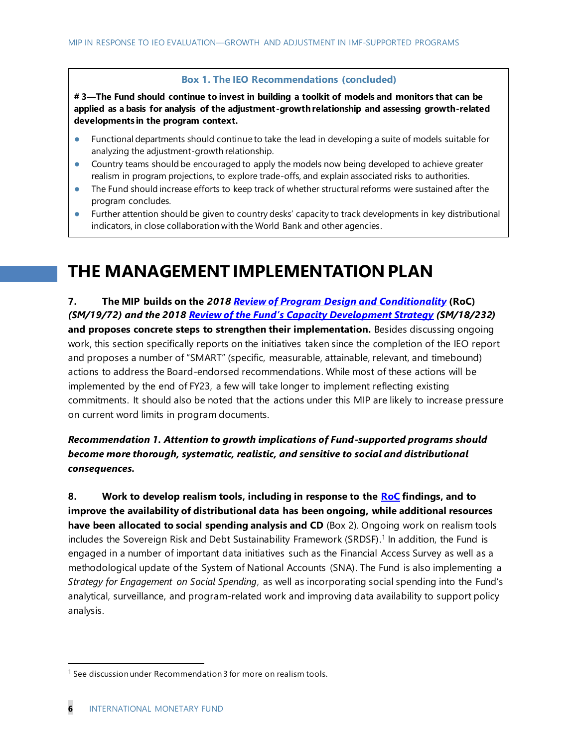**Box 1. The IEO Recommendations (concluded)**

**# 3—The Fund should continue to invest in building a toolkit of models and monitors that can be applied as a basis for analysis of the adjustment-growth relationship and assessing growth-related developments in the program context.**

- Functional departments should continue to take the lead in developing a suite of models suitable for analyzing the adjustment-growth relationship.
- Country teams should be encouraged to apply the models now being developed to achieve greater realism in program projections, to explore trade-offs, and explain associated risks to authorities.
- The Fund should increase efforts to keep track of whether structural reforms were sustained after the program concludes.
- Further attention should be given to country desks' capacity to track developments in key distributional indicators, in close collaboration with the World Bank and other agencies.

# THE MANAGEMENT IMPLEMENTATION PLAN

**7. The MIP builds on the *2018 Review of Program Design and Conditionality* (RoC) *(SM/19/72) and the 2018 Review of the Fund's Capacity Development Strategy (SM/18/232)* and proposes concrete steps to strengthen their implementation.** Besides discussing ongoing work, this section specifically reports on the initiatives taken since the completion of the IEO report and proposes a number of "SMART" (specific, measurable, attainable, relevant, and timebound) actions to address the Board-endorsed recommendations. While most of these actions will be implemented by the end of FY23, a few will take longer to implement reflecting existing commitments. It should also be noted that the actions under this MIP are likely to increase pressure on current word limits in program documents.

***Recommendation 1. Attention to growth implications of Fund-supported programs should become more thorough, systematic, realistic, and sensitive to social and distributional consequences.***

**8. Work to develop realism tools, including in response to the RoC findings, and to improve the availability of distributional data has been ongoing, while additional resources have been allocated to social spending analysis and CD** (Box 2). Ongoing work on realism tools includes the Sovereign Risk and Debt Sustainability Framework (SRDSF).[1] In addition, the Fund is engaged in a number of important data initiatives such as the Financial Access Survey as well as a methodological update of the System of National Accounts (SNA). The Fund is also implementing a *Strategy for Engagement on Social Spending*, as well as incorporating social spending into the Fund's analytical, surveillance, and program-related work and improving data availability to support policy analysis.

[1] See discussion under Recommendation 3 for more on realism tools.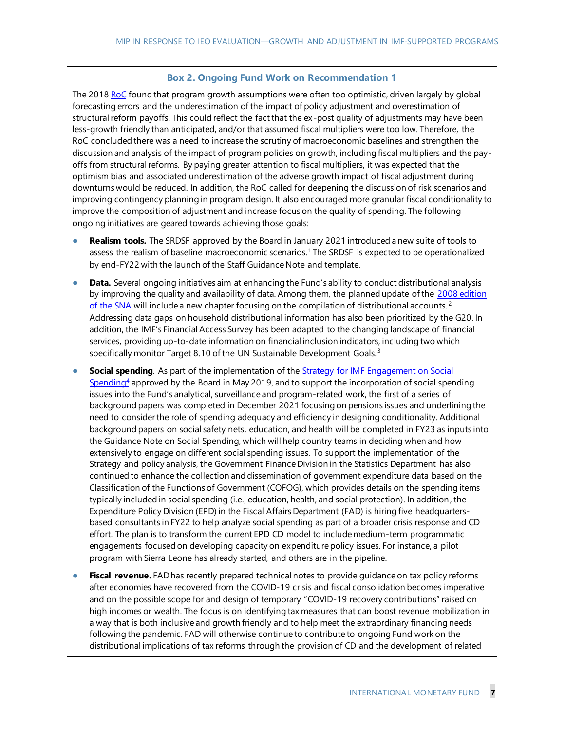### Box 2. Ongoing Fund Work on Recommendation 1

The 2018 RoC found that program growth assumptions were often too optimistic, driven largely by global forecasting errors and the underestimation of the impact of policy adjustment and overestimation of structural reform payoffs. This could reflect the fact that the ex-post quality of adjustments may have been less-growth friendly than anticipated, and/or that assumed fiscal multipliers were too low. Therefore, the RoC concluded there was a need to increase the scrutiny of macroeconomic baselines and strengthen the discussion and analysis of the impact of program policies on growth, including fiscal multipliers and the pay-offs from structural reforms. By paying greater attention to fiscal multipliers, it was expected that the optimism bias and associated underestimation of the adverse growth impact of fiscal adjustment during downturns would be reduced. In addition, the RoC called for deepening the discussion of risk scenarios and improving contingency planning in program design. It also encouraged more granular fiscal conditionality to improve the composition of adjustment and increase focus on the quality of spending. The following ongoing initiatives are geared towards achieving those goals:

- **Realism tools.** The SRDSF approved by the Board in January 2021 introduced a new suite of tools to assess the realism of baseline macroeconomic scenarios.[1] The SRDSF is expected to be operationalized by end-FY22 with the launch of the Staff Guidance Note and template.
- **Data.** Several ongoing initiatives aim at enhancing the Fund's ability to conduct distributional analysis by improving the quality and availability of data. Among them, the planned update of the 2008 edition of the SNA will include a new chapter focusing on the compilation of distributional accounts.[2] Addressing data gaps on household distributional information has also been prioritized by the G20. In addition, the IMF's Financial Access Survey has been adapted to the changing landscape of financial services, providing up-to-date information on financial inclusion indicators, including two which specifically monitor Target 8.10 of the UN Sustainable Development Goals.[3]
- **Social spending**. As part of the implementation of the Strategy for IMF Engagement on Social Spending[4] approved by the Board in May 2019, and to support the incorporation of social spending issues into the Fund's analytical, surveillance and program-related work, the first of a series of background papers was completed in December 2021 focusing on pensions issues and underlining the need to consider the role of spending adequacy and efficiency in designing conditionality. Additional background papers on social safety nets, education, and health will be completed in FY23 as inputs into the Guidance Note on Social Spending, which will help country teams in deciding when and how extensively to engage on different social spending issues. To support the implementation of the Strategy and policy analysis, the Government Finance Division in the Statistics Department has also continued to enhance the collection and dissemination of government expenditure data based on the Classification of the Functions of Government (COFOG), which provides details on the spending items typically included in social spending (i.e., education, health, and social protection). In addition, the Expenditure Policy Division (EPD) in the Fiscal Affairs Department (FAD) is hiring five headquarters-based consultants in FY22 to help analyze social spending as part of a broader crisis response and CD effort. The plan is to transform the current EPD CD model to include medium-term programmatic engagements focused on developing capacity on expenditure policy issues. For instance, a pilot program with Sierra Leone has already started, and others are in the pipeline.
- **Fiscal revenue.** FAD has recently prepared technical notes to provide guidance on tax policy reforms after economies have recovered from the COVID-19 crisis and fiscal consolidation becomes imperative and on the possible scope for and design of temporary "COVID-19 recovery contributions" raised on high incomes or wealth. The focus is on identifying tax measures that can boost revenue mobilization in a way that is both inclusive and growth friendly and to help meet the extraordinary financing needs following the pandemic. FAD will otherwise continue to contribute to ongoing Fund work on the distributional implications of tax reforms through the provision of CD and the development of related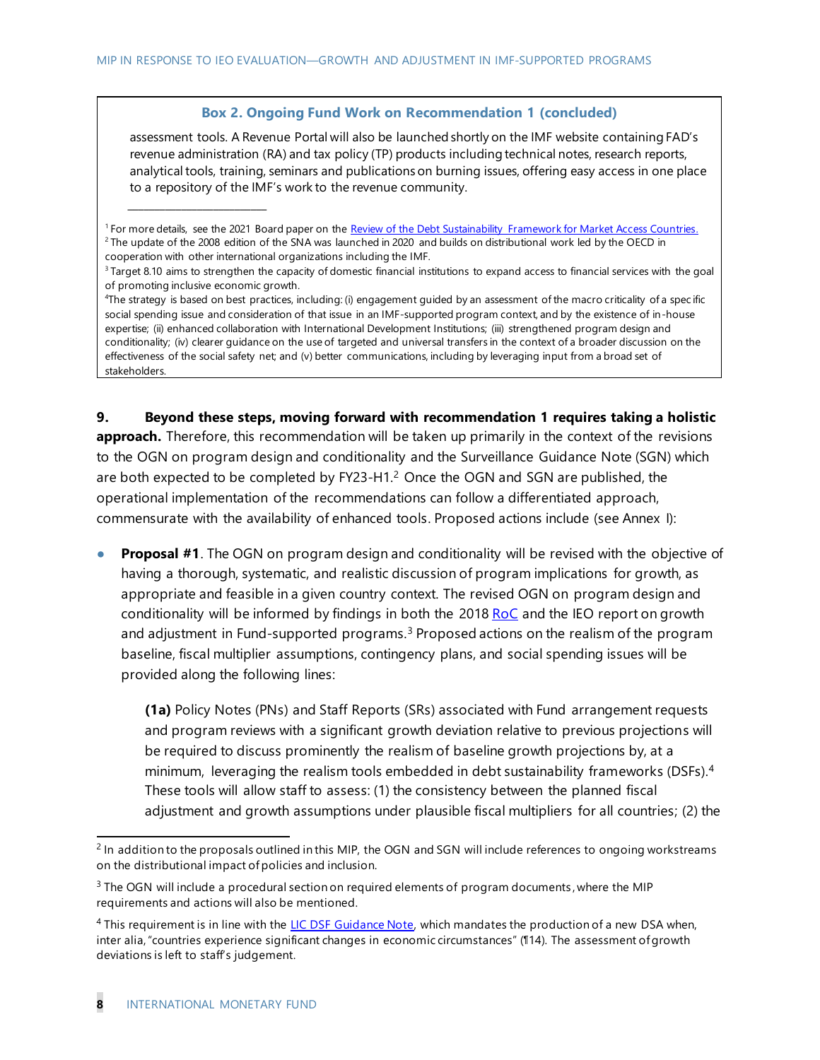**Box 2. Ongoing Fund Work on Recommendation 1 (concluded)**

assessment tools. A Revenue Portal will also be launched shortly on the IMF website containing FAD's revenue administration (RA) and tax policy (TP) products including technical notes, research reports, analytical tools, training, seminars and publications on burning issues, offering easy access in one place to a repository of the IMF's work to the revenue community.

_______________

[1] For more details, see the 2021 Board paper on the Review of the Debt Sustainability Framework for Market Access Countries.

[2] The update of the 2008 edition of the SNA was launched in 2020 and builds on distributional work led by the OECD in cooperation with other international organizations including the IMF.

[3] Target 8.10 aims to strengthen the capacity of domestic financial institutions to expand access to financial services with the goal of promoting inclusive economic growth.

[4] The strategy is based on best practices, including: (i) engagement guided by an assessment of the macro criticality of a specific social spending issue and consideration of that issue in an IMF-supported program context, and by the existence of in-house expertise; (ii) enhanced collaboration with International Development Institutions; (iii) strengthened program design and conditionality; (iv) clearer guidance on the use of targeted and universal transfers in the context of a broader discussion on the effectiveness of the social safety net; and (v) better communications, including by leveraging input from a broad set of stakeholders.

**9. Beyond these steps, moving forward with recommendation 1 requires taking a holistic approach.** Therefore, this recommendation will be taken up primarily in the context of the revisions to the OGN on program design and conditionality and the Surveillance Guidance Note (SGN) which are both expected to be completed by FY23-H1.[2] Once the OGN and SGN are published, the operational implementation of the recommendations can follow a differentiated approach, commensurate with the availability of enhanced tools. Proposed actions include (see Annex I):

- **Proposal #1**. The OGN on program design and conditionality will be revised with the objective of having a thorough, systematic, and realistic discussion of program implications for growth, as appropriate and feasible in a given country context. The revised OGN on program design and conditionality will be informed by findings in both the 2018 RoC and the IEO report on growth and adjustment in Fund-supported programs.[3] Proposed actions on the realism of the program baseline, fiscal multiplier assumptions, contingency plans, and social spending issues will be provided along the following lines:

  **(1a)** Policy Notes (PNs) and Staff Reports (SRs) associated with Fund arrangement requests and program reviews with a significant growth deviation relative to previous projections will be required to discuss prominently the realism of baseline growth projections by, at a minimum, leveraging the realism tools embedded in debt sustainability frameworks (DSFs).[4] These tools will allow staff to assess: (1) the consistency between the planned fiscal adjustment and growth assumptions under plausible fiscal multipliers for all countries; (2) the

---

[2] In addition to the proposals outlined in this MIP, the OGN and SGN will include references to ongoing workstreams on the distributional impact of policies and inclusion.

[3] The OGN will include a procedural section on required elements of program documents, where the MIP requirements and actions will also be mentioned.

[4] This requirement is in line with the LIC DSF Guidance Note, which mandates the production of a new DSA when, inter alia, "countries experience significant changes in economic circumstances" (¶14). The assessment of growth deviations is left to staff's judgement.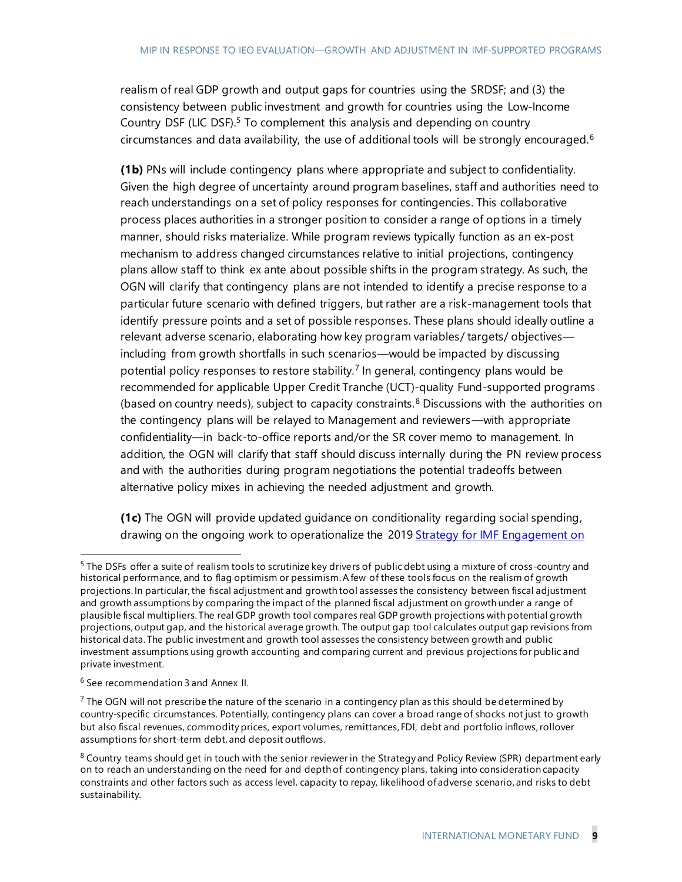realism of real GDP growth and output gaps for countries using the SRDSF; and (3) the consistency between public investment and growth for countries using the Low-Income Country DSF (LIC DSF).[5] To complement this analysis and depending on country circumstances and data availability, the use of additional tools will be strongly encouraged.[6]

**(1b)** PNs will include contingency plans where appropriate and subject to confidentiality. Given the high degree of uncertainty around program baselines, staff and authorities need to reach understandings on a set of policy responses for contingencies. This collaborative process places authorities in a stronger position to consider a range of options in a timely manner, should risks materialize. While program reviews typically function as an ex-post mechanism to address changed circumstances relative to initial projections, contingency plans allow staff to think ex ante about possible shifts in the program strategy. As such, the OGN will clarify that contingency plans are not intended to identify a precise response to a particular future scenario with defined triggers, but rather are a risk-management tools that identify pressure points and a set of possible responses. These plans should ideally outline a relevant adverse scenario, elaborating how key program variables/ targets/ objectives—including from growth shortfalls in such scenarios—would be impacted by discussing potential policy responses to restore stability.[7] In general, contingency plans would be recommended for applicable Upper Credit Tranche (UCT)-quality Fund-supported programs (based on country needs), subject to capacity constraints.[8] Discussions with the authorities on the contingency plans will be relayed to Management and reviewers—with appropriate confidentiality—in back-to-office reports and/or the SR cover memo to management. In addition, the OGN will clarify that staff should discuss internally during the PN review process and with the authorities during program negotiations the potential tradeoffs between alternative policy mixes in achieving the needed adjustment and growth.

**(1c)** The OGN will provide updated guidance on conditionality regarding social spending, drawing on the ongoing work to operationalize the 2019 Strategy for IMF Engagement on

---

[5] The DSFs offer a suite of realism tools to scrutinize key drivers of public debt using a mixture of cross-country and historical performance, and to flag optimism or pessimism. A few of these tools focus on the realism of growth projections. In particular, the fiscal adjustment and growth tool assesses the consistency between fiscal adjustment and growth assumptions by comparing the impact of the planned fiscal adjustment on growth under a range of plausible fiscal multipliers. The real GDP growth tool compares real GDP growth projections with potential growth projections, output gap, and the historical average growth. The output gap tool calculates output gap revisions from historical data. The public investment and growth tool assesses the consistency between growth and public investment assumptions using growth accounting and comparing current and previous projections for public and private investment.

[6] See recommendation 3 and Annex II.

[7] The OGN will not prescribe the nature of the scenario in a contingency plan as this should be determined by country-specific circumstances. Potentially, contingency plans can cover a broad range of shocks not just to growth but also fiscal revenues, commodity prices, export volumes, remittances, FDI, debt and portfolio inflows, rollover assumptions for short-term debt, and deposit outflows.

[8] Country teams should get in touch with the senior reviewer in the Strategy and Policy Review (SPR) department early on to reach an understanding on the need for and depth of contingency plans, taking into consideration capacity constraints and other factors such as access level, capacity to repay, likelihood of adverse scenario, and risks to debt sustainability.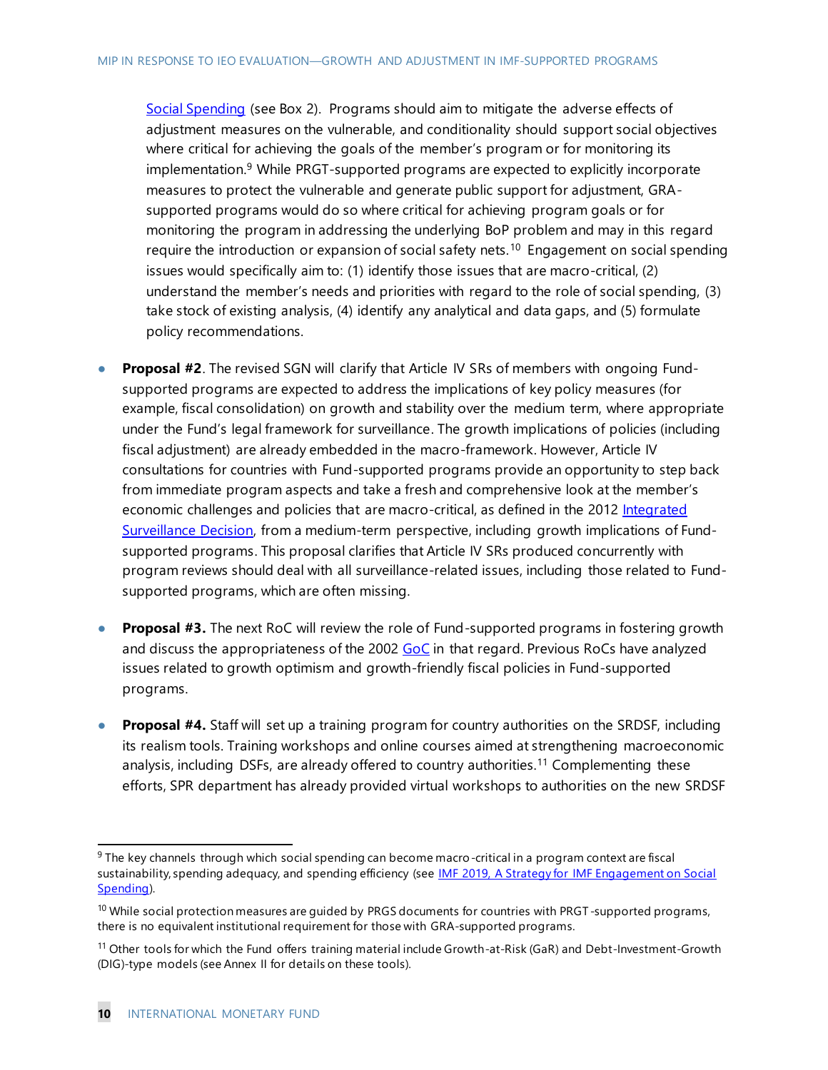Social Spending (see Box 2). Programs should aim to mitigate the adverse effects of adjustment measures on the vulnerable, and conditionality should support social objectives where critical for achieving the goals of the member's program or for monitoring its implementation.[9] While PRGT-supported programs are expected to explicitly incorporate measures to protect the vulnerable and generate public support for adjustment, GRA-supported programs would do so where critical for achieving program goals or for monitoring the program in addressing the underlying BoP problem and may in this regard require the introduction or expansion of social safety nets.[10] Engagement on social spending issues would specifically aim to: (1) identify those issues that are macro-critical, (2) understand the member's needs and priorities with regard to the role of social spending, (3) take stock of existing analysis, (4) identify any analytical and data gaps, and (5) formulate policy recommendations.

- **Proposal #2**. The revised SGN will clarify that Article IV SRs of members with ongoing Fund-supported programs are expected to address the implications of key policy measures (for example, fiscal consolidation) on growth and stability over the medium term, where appropriate under the Fund's legal framework for surveillance. The growth implications of policies (including fiscal adjustment) are already embedded in the macro-framework. However, Article IV consultations for countries with Fund-supported programs provide an opportunity to step back from immediate program aspects and take a fresh and comprehensive look at the member's economic challenges and policies that are macro-critical, as defined in the 2012 Integrated Surveillance Decision, from a medium-term perspective, including growth implications of Fund-supported programs. This proposal clarifies that Article IV SRs produced concurrently with program reviews should deal with all surveillance-related issues, including those related to Fund-supported programs, which are often missing.

- **Proposal #3.** The next RoC will review the role of Fund-supported programs in fostering growth and discuss the appropriateness of the 2002 GoC in that regard. Previous RoCs have analyzed issues related to growth optimism and growth-friendly fiscal policies in Fund-supported programs.

- **Proposal #4.** Staff will set up a training program for country authorities on the SRDSF, including its realism tools. Training workshops and online courses aimed at strengthening macroeconomic analysis, including DSFs, are already offered to country authorities.[11] Complementing these efforts, SPR department has already provided virtual workshops to authorities on the new SRDSF

---

[9] The key channels through which social spending can become macro-critical in a program context are fiscal sustainability, spending adequacy, and spending efficiency (see IMF 2019, A Strategy for IMF Engagement on Social Spending).

[10] While social protection measures are guided by PRGS documents for countries with PRGT-supported programs, there is no equivalent institutional requirement for those with GRA-supported programs.

[11] Other tools for which the Fund offers training material include Growth-at-Risk (GaR) and Debt-Investment-Growth (DIG)-type models (see Annex II for details on these tools).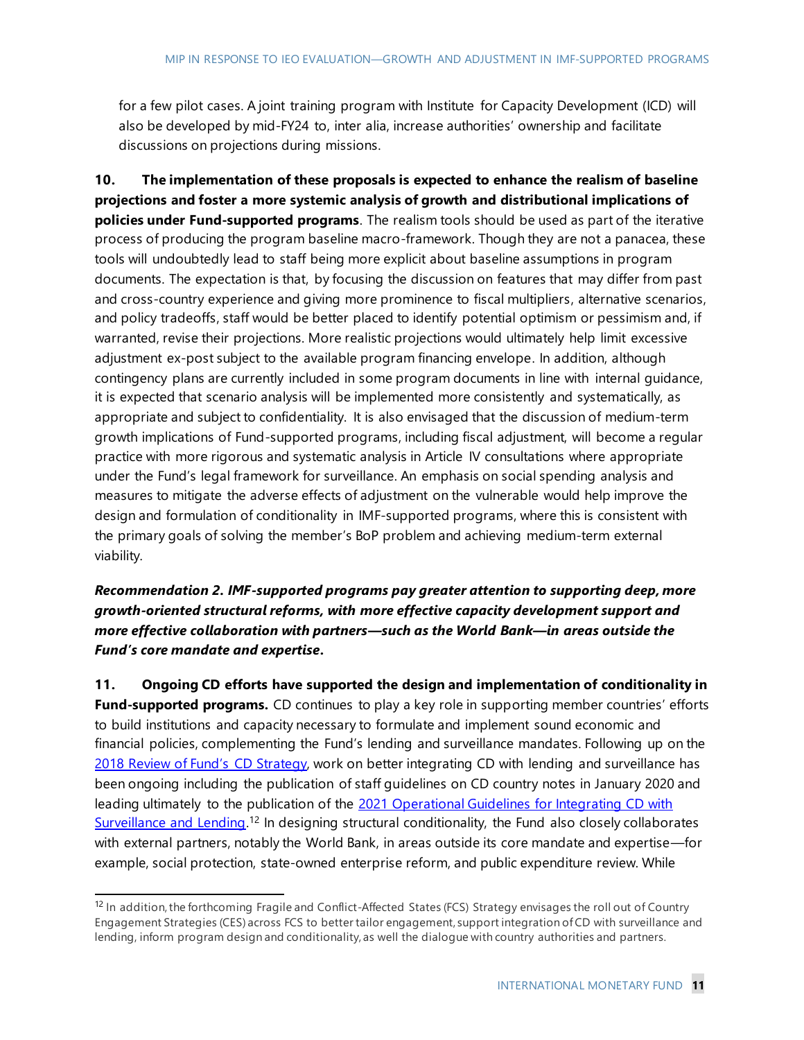for a few pilot cases. A joint training program with Institute for Capacity Development (ICD) will also be developed by mid-FY24 to, inter alia, increase authorities' ownership and facilitate discussions on projections during missions.

**10. The implementation of these proposals is expected to enhance the realism of baseline projections and foster a more systemic analysis of growth and distributional implications of policies under Fund-supported programs**. The realism tools should be used as part of the iterative process of producing the program baseline macro-framework. Though they are not a panacea, these tools will undoubtedly lead to staff being more explicit about baseline assumptions in program documents. The expectation is that, by focusing the discussion on features that may differ from past and cross-country experience and giving more prominence to fiscal multipliers, alternative scenarios, and policy tradeoffs, staff would be better placed to identify potential optimism or pessimism and, if warranted, revise their projections. More realistic projections would ultimately help limit excessive adjustment ex-post subject to the available program financing envelope. In addition, although contingency plans are currently included in some program documents in line with internal guidance, it is expected that scenario analysis will be implemented more consistently and systematically, as appropriate and subject to confidentiality. It is also envisaged that the discussion of medium-term growth implications of Fund-supported programs, including fiscal adjustment, will become a regular practice with more rigorous and systematic analysis in Article IV consultations where appropriate under the Fund's legal framework for surveillance. An emphasis on social spending analysis and measures to mitigate the adverse effects of adjustment on the vulnerable would help improve the design and formulation of conditionality in IMF-supported programs, where this is consistent with the primary goals of solving the member's BoP problem and achieving medium-term external viability.

***Recommendation 2. IMF-supported programs pay greater attention to supporting deep, more growth-oriented structural reforms, with more effective capacity development support and more effective collaboration with partners—such as the World Bank—in areas outside the Fund's core mandate and expertise.***

**11. Ongoing CD efforts have supported the design and implementation of conditionality in Fund-supported programs.** CD continues to play a key role in supporting member countries' efforts to build institutions and capacity necessary to formulate and implement sound economic and financial policies, complementing the Fund's lending and surveillance mandates. Following up on the 2018 Review of Fund's CD Strategy, work on better integrating CD with lending and surveillance has been ongoing including the publication of staff guidelines on CD country notes in January 2020 and leading ultimately to the publication of the 2021 Operational Guidelines for Integrating CD with Surveillance and Lending.[12] In designing structural conditionality, the Fund also closely collaborates with external partners, notably the World Bank, in areas outside its core mandate and expertise—for example, social protection, state-owned enterprise reform, and public expenditure review. While

[12] In addition, the forthcoming Fragile and Conflict-Affected States (FCS) Strategy envisages the roll out of Country Engagement Strategies (CES) across FCS to better tailor engagement, support integration of CD with surveillance and lending, inform program design and conditionality, as well the dialogue with country authorities and partners.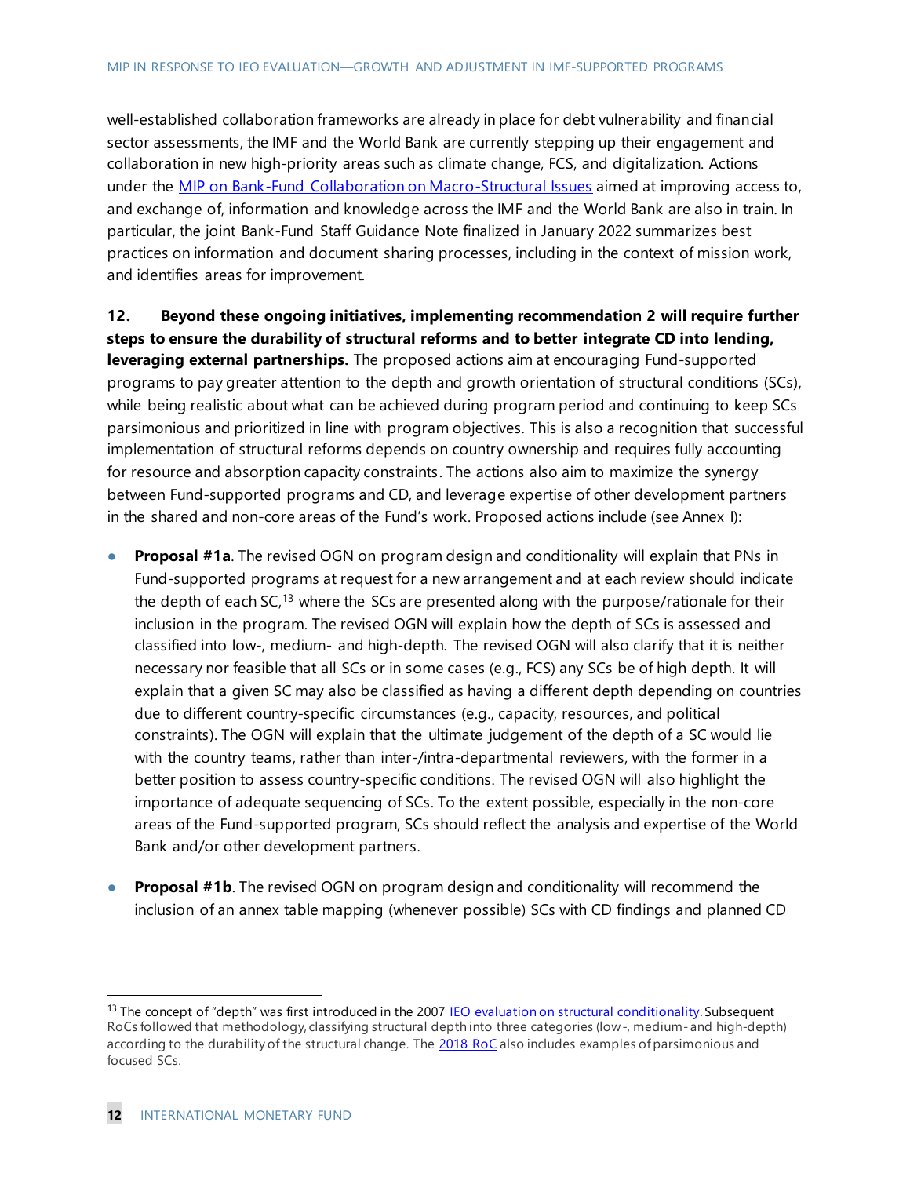well-established collaboration frameworks are already in place for debt vulnerability and financial sector assessments, the IMF and the World Bank are currently stepping up their engagement and collaboration in new high-priority areas such as climate change, FCS, and digitalization. Actions under the MIP on Bank-Fund Collaboration on Macro-Structural Issues aimed at improving access to, and exchange of, information and knowledge across the IMF and the World Bank are also in train. In particular, the joint Bank-Fund Staff Guidance Note finalized in January 2022 summarizes best practices on information and document sharing processes, including in the context of mission work, and identifies areas for improvement.

**12. Beyond these ongoing initiatives, implementing recommendation 2 will require further steps to ensure the durability of structural reforms and to better integrate CD into lending, leveraging external partnerships.** The proposed actions aim at encouraging Fund-supported programs to pay greater attention to the depth and growth orientation of structural conditions (SCs), while being realistic about what can be achieved during program period and continuing to keep SCs parsimonious and prioritized in line with program objectives. This is also a recognition that successful implementation of structural reforms depends on country ownership and requires fully accounting for resource and absorption capacity constraints. The actions also aim to maximize the synergy between Fund-supported programs and CD, and leverage expertise of other development partners in the shared and non-core areas of the Fund's work. Proposed actions include (see Annex I):

- **Proposal #1a**. The revised OGN on program design and conditionality will explain that PNs in Fund-supported programs at request for a new arrangement and at each review should indicate the depth of each SC,[13] where the SCs are presented along with the purpose/rationale for their inclusion in the program. The revised OGN will explain how the depth of SCs is assessed and classified into low-, medium- and high-depth. The revised OGN will also clarify that it is neither necessary nor feasible that all SCs or in some cases (e.g., FCS) any SCs be of high depth. It will explain that a given SC may also be classified as having a different depth depending on countries due to different country-specific circumstances (e.g., capacity, resources, and political constraints). The OGN will explain that the ultimate judgement of the depth of a SC would lie with the country teams, rather than inter-/intra-departmental reviewers, with the former in a better position to assess country-specific conditions. The revised OGN will also highlight the importance of adequate sequencing of SCs. To the extent possible, especially in the non-core areas of the Fund-supported program, SCs should reflect the analysis and expertise of the World Bank and/or other development partners.

- **Proposal #1b**. The revised OGN on program design and conditionality will recommend the inclusion of an annex table mapping (whenever possible) SCs with CD findings and planned CD

---

[13] The concept of "depth" was first introduced in the 2007 IEO evaluation on structural conditionality. Subsequent RoCs followed that methodology, classifying structural depth into three categories (low-, medium- and high-depth) according to the durability of the structural change. The 2018 RoC also includes examples of parsimonious and focused SCs.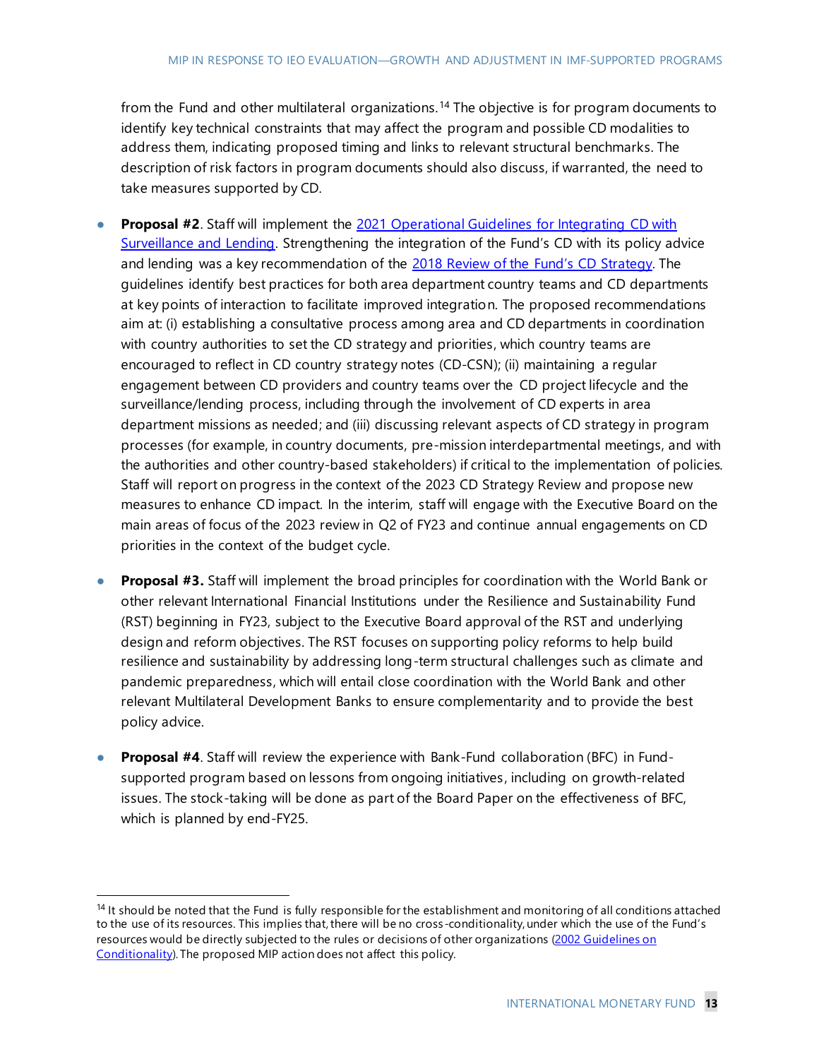from the Fund and other multilateral organizations.[14] The objective is for program documents to identify key technical constraints that may affect the program and possible CD modalities to address them, indicating proposed timing and links to relevant structural benchmarks. The description of risk factors in program documents should also discuss, if warranted, the need to take measures supported by CD.

- **Proposal #2**. Staff will implement the 2021 Operational Guidelines for Integrating CD with Surveillance and Lending. Strengthening the integration of the Fund's CD with its policy advice and lending was a key recommendation of the 2018 Review of the Fund's CD Strategy. The guidelines identify best practices for both area department country teams and CD departments at key points of interaction to facilitate improved integration. The proposed recommendations aim at: (i) establishing a consultative process among area and CD departments in coordination with country authorities to set the CD strategy and priorities, which country teams are encouraged to reflect in CD country strategy notes (CD-CSN); (ii) maintaining a regular engagement between CD providers and country teams over the CD project lifecycle and the surveillance/lending process, including through the involvement of CD experts in area department missions as needed; and (iii) discussing relevant aspects of CD strategy in program processes (for example, in country documents, pre-mission interdepartmental meetings, and with the authorities and other country-based stakeholders) if critical to the implementation of policies. Staff will report on progress in the context of the 2023 CD Strategy Review and propose new measures to enhance CD impact. In the interim, staff will engage with the Executive Board on the main areas of focus of the 2023 review in Q2 of FY23 and continue annual engagements on CD priorities in the context of the budget cycle.

- **Proposal #3.** Staff will implement the broad principles for coordination with the World Bank or other relevant International Financial Institutions under the Resilience and Sustainability Fund (RST) beginning in FY23, subject to the Executive Board approval of the RST and underlying design and reform objectives. The RST focuses on supporting policy reforms to help build resilience and sustainability by addressing long-term structural challenges such as climate and pandemic preparedness, which will entail close coordination with the World Bank and other relevant Multilateral Development Banks to ensure complementarity and to provide the best policy advice.

- **Proposal #4**. Staff will review the experience with Bank-Fund collaboration (BFC) in Fund-supported program based on lessons from ongoing initiatives, including on growth-related issues. The stock-taking will be done as part of the Board Paper on the effectiveness of BFC, which is planned by end-FY25.

---

[14] It should be noted that the Fund is fully responsible for the establishment and monitoring of all conditions attached to the use of its resources. This implies that, there will be no cross-conditionality, under which the use of the Fund's resources would be directly subjected to the rules or decisions of other organizations (2002 Guidelines on Conditionality). The proposed MIP action does not affect this policy.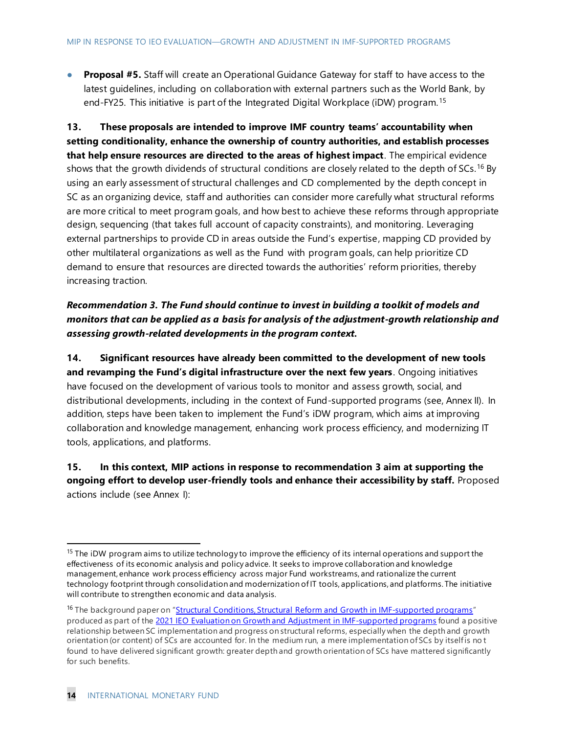- **Proposal #5.** Staff will create an Operational Guidance Gateway for staff to have access to the latest guidelines, including on collaboration with external partners such as the World Bank, by end-FY25. This initiative is part of the Integrated Digital Workplace (iDW) program.[15]

**13. These proposals are intended to improve IMF country teams' accountability when setting conditionality, enhance the ownership of country authorities, and establish processes that help ensure resources are directed to the areas of highest impact**. The empirical evidence shows that the growth dividends of structural conditions are closely related to the depth of SCs.[16] By using an early assessment of structural challenges and CD complemented by the depth concept in SC as an organizing device, staff and authorities can consider more carefully what structural reforms are more critical to meet program goals, and how best to achieve these reforms through appropriate design, sequencing (that takes full account of capacity constraints), and monitoring. Leveraging external partnerships to provide CD in areas outside the Fund's expertise, mapping CD provided by other multilateral organizations as well as the Fund with program goals, can help prioritize CD demand to ensure that resources are directed towards the authorities' reform priorities, thereby increasing traction.

***Recommendation 3. The Fund should continue to invest in building a toolkit of models and monitors that can be applied as a basis for analysis of the adjustment-growth relationship and assessing growth-related developments in the program context.***

**14. Significant resources have already been committed to the development of new tools and revamping the Fund's digital infrastructure over the next few years**. Ongoing initiatives have focused on the development of various tools to monitor and assess growth, social, and distributional developments, including in the context of Fund-supported programs (see, Annex II). In addition, steps have been taken to implement the Fund's iDW program, which aims at improving collaboration and knowledge management, enhancing work process efficiency, and modernizing IT tools, applications, and platforms.

**15. In this context, MIP actions in response to recommendation 3 aim at supporting the ongoing effort to develop user-friendly tools and enhance their accessibility by staff.** Proposed actions include (see Annex I):

---

[15] The iDW program aims to utilize technology to improve the efficiency of its internal operations and support the effectiveness of its economic analysis and policy advice. It seeks to improve collaboration and knowledge management, enhance work process efficiency across major Fund workstreams, and rationalize the current technology footprint through consolidation and modernization of IT tools, applications, and platforms. The initiative will contribute to strengthen economic and data analysis.

[16] The background paper on "Structural Conditions, Structural Reform and Growth in IMF-supported programs" produced as part of the 2021 IEO Evaluation on Growth and Adjustment in IMF-supported programs found a positive relationship between SC implementation and progress on structural reforms, especially when the depth and growth orientation (or content) of SCs are accounted for. In the medium run, a mere implementation of SCs by itself is not found to have delivered significant growth: greater depth and growth orientation of SCs have mattered significantly for such benefits.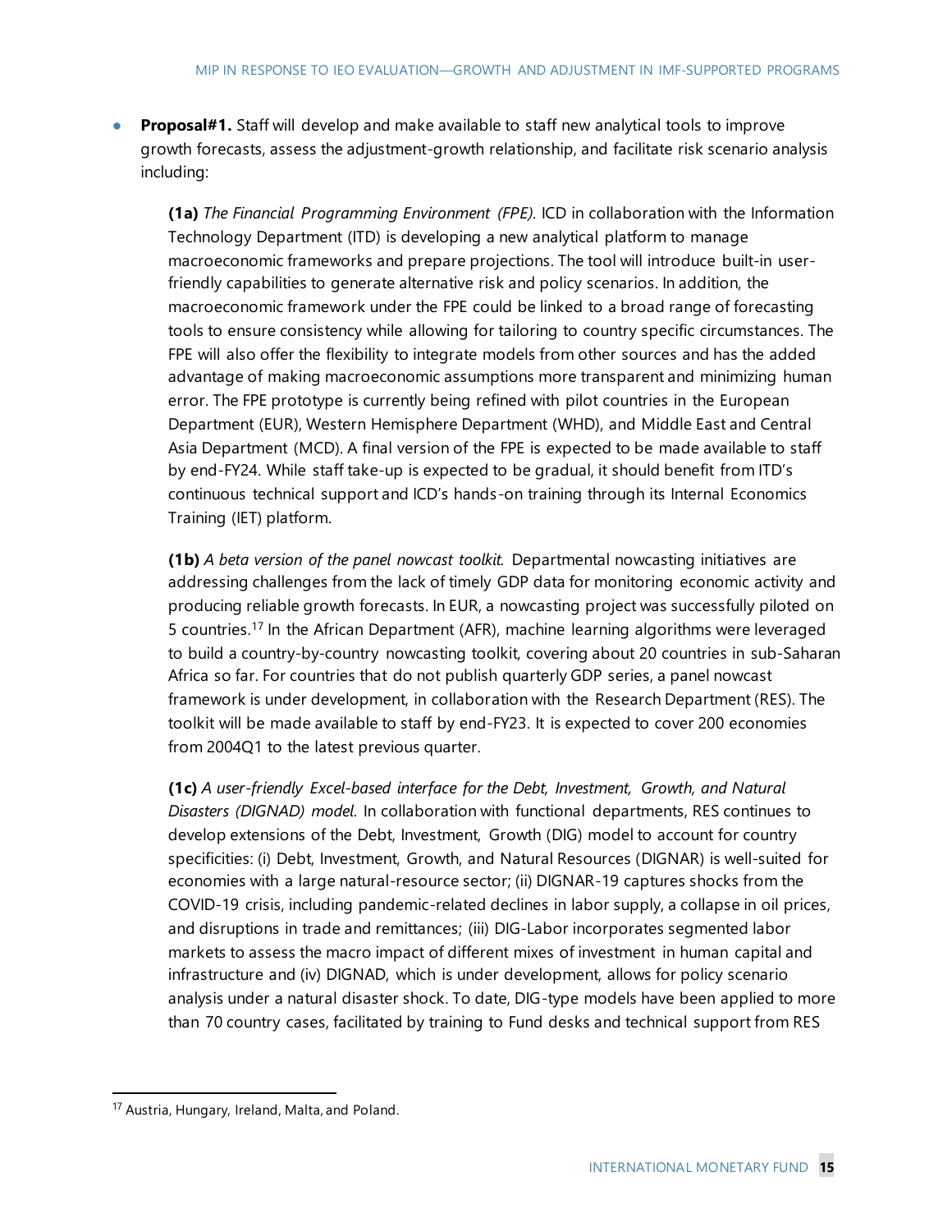- **Proposal#1.** Staff will develop and make available to staff new analytical tools to improve growth forecasts, assess the adjustment-growth relationship, and facilitate risk scenario analysis including:

  **(1a)** *The Financial Programming Environment (FPE).* ICD in collaboration with the Information Technology Department (ITD) is developing a new analytical platform to manage macroeconomic frameworks and prepare projections. The tool will introduce built-in user-friendly capabilities to generate alternative risk and policy scenarios. In addition, the macroeconomic framework under the FPE could be linked to a broad range of forecasting tools to ensure consistency while allowing for tailoring to country specific circumstances. The FPE will also offer the flexibility to integrate models from other sources and has the added advantage of making macroeconomic assumptions more transparent and minimizing human error. The FPE prototype is currently being refined with pilot countries in the European Department (EUR), Western Hemisphere Department (WHD), and Middle East and Central Asia Department (MCD). A final version of the FPE is expected to be made available to staff by end-FY24. While staff take-up is expected to be gradual, it should benefit from ITD's continuous technical support and ICD's hands-on training through its Internal Economics Training (IET) platform.

  **(1b)** *A beta version of the panel nowcast toolkit.* Departmental nowcasting initiatives are addressing challenges from the lack of timely GDP data for monitoring economic activity and producing reliable growth forecasts. In EUR, a nowcasting project was successfully piloted on 5 countries.[17] In the African Department (AFR), machine learning algorithms were leveraged to build a country-by-country nowcasting toolkit, covering about 20 countries in sub-Saharan Africa so far. For countries that do not publish quarterly GDP series, a panel nowcast framework is under development, in collaboration with the Research Department (RES). The toolkit will be made available to staff by end-FY23. It is expected to cover 200 economies from 2004Q1 to the latest previous quarter.

  **(1c)** *A user-friendly Excel-based interface for the Debt, Investment, Growth, and Natural Disasters (DIGNAD) model.* In collaboration with functional departments, RES continues to develop extensions of the Debt, Investment, Growth (DIG) model to account for country specificities: (i) Debt, Investment, Growth, and Natural Resources (DIGNAR) is well-suited for economies with a large natural-resource sector; (ii) DIGNAR-19 captures shocks from the COVID-19 crisis, including pandemic-related declines in labor supply, a collapse in oil prices, and disruptions in trade and remittances; (iii) DIG-Labor incorporates segmented labor markets to assess the macro impact of different mixes of investment in human capital and infrastructure and (iv) DIGNAD, which is under development, allows for policy scenario analysis under a natural disaster shock. To date, DIG-type models have been applied to more than 70 country cases, facilitated by training to Fund desks and technical support from RES

[17] Austria, Hungary, Ireland, Malta, and Poland.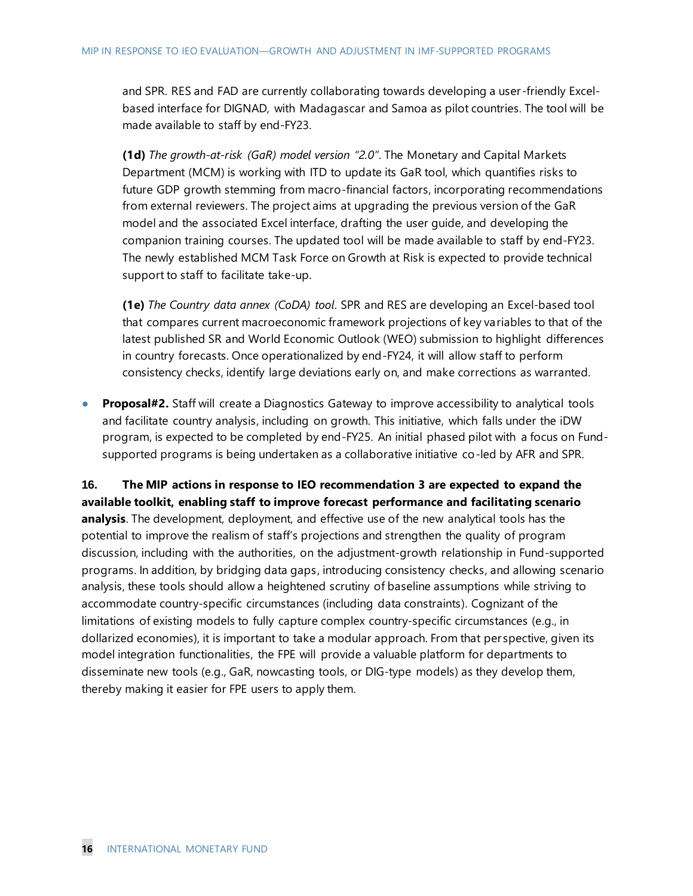and SPR. RES and FAD are currently collaborating towards developing a user-friendly Excel-based interface for DIGNAD, with Madagascar and Samoa as pilot countries. The tool will be made available to staff by end-FY23.

**(1d)** *The growth-at-risk (GaR) model version "2.0"*. The Monetary and Capital Markets Department (MCM) is working with ITD to update its GaR tool, which quantifies risks to future GDP growth stemming from macro-financial factors, incorporating recommendations from external reviewers. The project aims at upgrading the previous version of the GaR model and the associated Excel interface, drafting the user guide, and developing the companion training courses. The updated tool will be made available to staff by end-FY23. The newly established MCM Task Force on Growth at Risk is expected to provide technical support to staff to facilitate take-up.

**(1e)** *The Country data annex (CoDA) tool*. SPR and RES are developing an Excel-based tool that compares current macroeconomic framework projections of key variables to that of the latest published SR and World Economic Outlook (WEO) submission to highlight differences in country forecasts. Once operationalized by end-FY24, it will allow staff to perform consistency checks, identify large deviations early on, and make corrections as warranted.

- **Proposal#2.** Staff will create a Diagnostics Gateway to improve accessibility to analytical tools and facilitate country analysis, including on growth. This initiative, which falls under the iDW program, is expected to be completed by end-FY25. An initial phased pilot with a focus on Fund-supported programs is being undertaken as a collaborative initiative co-led by AFR and SPR.

**16. The MIP actions in response to IEO recommendation 3 are expected to expand the available toolkit, enabling staff to improve forecast performance and facilitating scenario analysis**. The development, deployment, and effective use of the new analytical tools has the potential to improve the realism of staff's projections and strengthen the quality of program discussion, including with the authorities, on the adjustment-growth relationship in Fund-supported programs. In addition, by bridging data gaps, introducing consistency checks, and allowing scenario analysis, these tools should allow a heightened scrutiny of baseline assumptions while striving to accommodate country-specific circumstances (including data constraints). Cognizant of the limitations of existing models to fully capture complex country-specific circumstances (e.g., in dollarized economies), it is important to take a modular approach. From that perspective, given its model integration functionalities, the FPE will provide a valuable platform for departments to disseminate new tools (e.g., GaR, nowcasting tools, or DIG-type models) as they develop them, thereby making it easier for FPE users to apply them.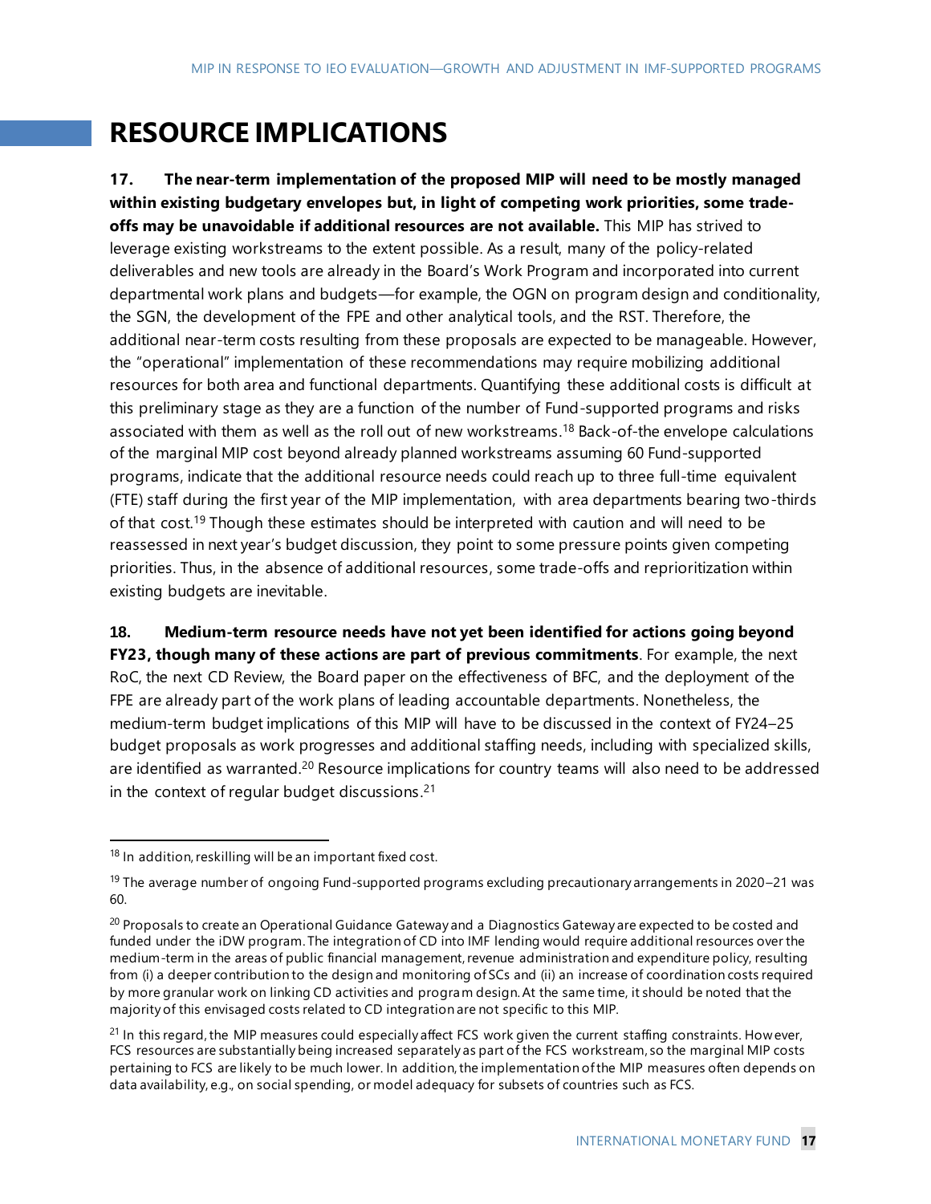# RESOURCE IMPLICATIONS

**17. The near-term implementation of the proposed MIP will need to be mostly managed within existing budgetary envelopes but, in light of competing work priorities, some trade-offs may be unavoidable if additional resources are not available.** This MIP has strived to leverage existing workstreams to the extent possible. As a result, many of the policy-related deliverables and new tools are already in the Board's Work Program and incorporated into current departmental work plans and budgets—for example, the OGN on program design and conditionality, the SGN, the development of the FPE and other analytical tools, and the RST. Therefore, the additional near-term costs resulting from these proposals are expected to be manageable. However, the "operational" implementation of these recommendations may require mobilizing additional resources for both area and functional departments. Quantifying these additional costs is difficult at this preliminary stage as they are a function of the number of Fund-supported programs and risks associated with them as well as the roll out of new workstreams.[18] Back-of-the envelope calculations of the marginal MIP cost beyond already planned workstreams assuming 60 Fund-supported programs, indicate that the additional resource needs could reach up to three full-time equivalent (FTE) staff during the first year of the MIP implementation, with area departments bearing two-thirds of that cost.[19] Though these estimates should be interpreted with caution and will need to be reassessed in next year's budget discussion, they point to some pressure points given competing priorities. Thus, in the absence of additional resources, some trade-offs and reprioritization within existing budgets are inevitable.

**18. Medium-term resource needs have not yet been identified for actions going beyond FY23, though many of these actions are part of previous commitments**. For example, the next RoC, the next CD Review, the Board paper on the effectiveness of BFC, and the deployment of the FPE are already part of the work plans of leading accountable departments. Nonetheless, the medium-term budget implications of this MIP will have to be discussed in the context of FY24–25 budget proposals as work progresses and additional staffing needs, including with specialized skills, are identified as warranted.[20] Resource implications for country teams will also need to be addressed in the context of regular budget discussions.[21]

[18] In addition, reskilling will be an important fixed cost.

[19] The average number of ongoing Fund-supported programs excluding precautionary arrangements in 2020–21 was 60.

[20] Proposals to create an Operational Guidance Gateway and a Diagnostics Gateway are expected to be costed and funded under the iDW program. The integration of CD into IMF lending would require additional resources over the medium-term in the areas of public financial management, revenue administration and expenditure policy, resulting from (i) a deeper contribution to the design and monitoring of SCs and (ii) an increase of coordination costs required by more granular work on linking CD activities and program design. At the same time, it should be noted that the majority of this envisaged costs related to CD integration are not specific to this MIP.

[21] In this regard, the MIP measures could especially affect FCS work given the current staffing constraints. However, FCS resources are substantially being increased separately as part of the FCS workstream, so the marginal MIP costs pertaining to FCS are likely to be much lower. In addition, the implementation of the MIP measures often depends on data availability, e.g., on social spending, or model adequacy for subsets of countries such as FCS.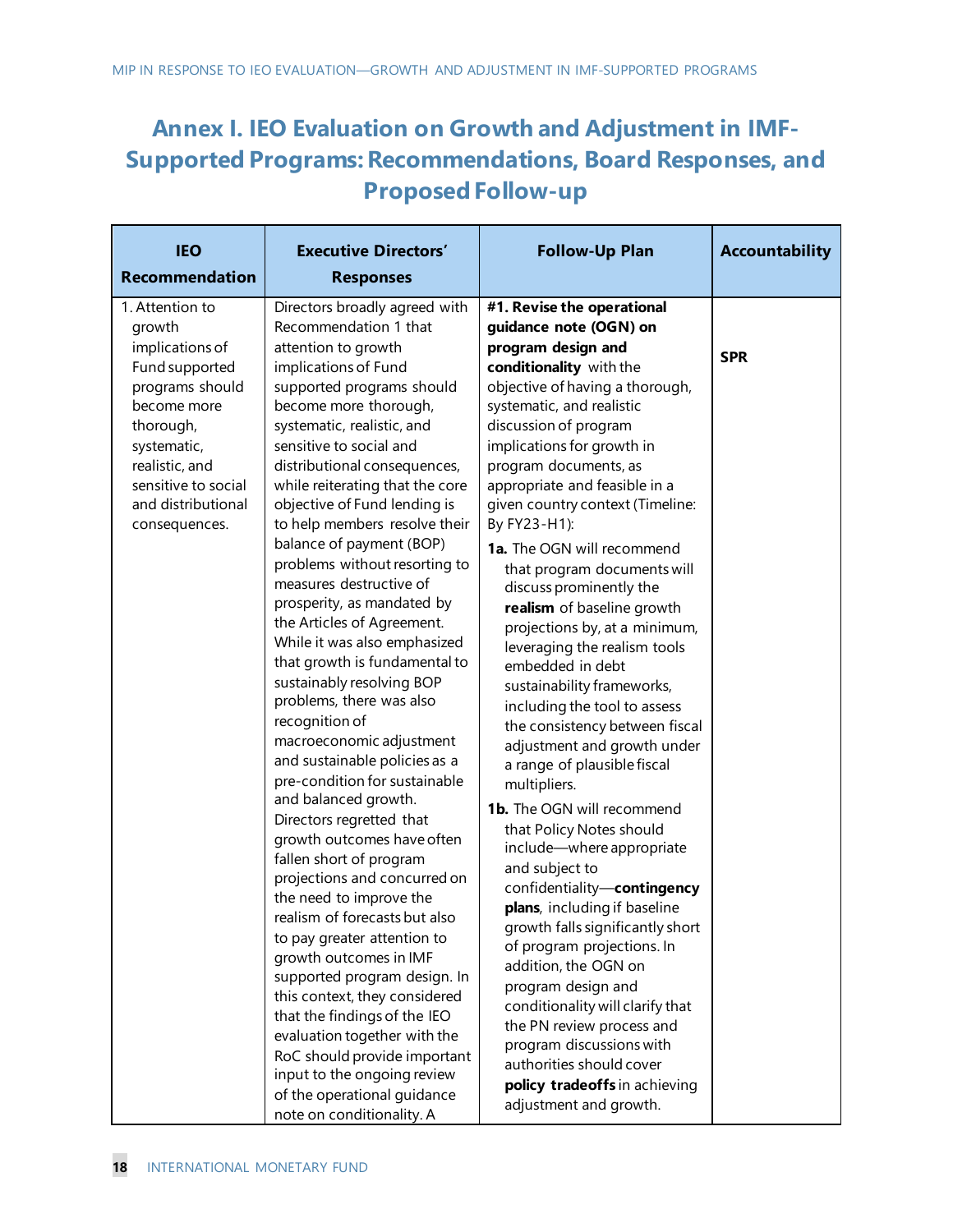## Annex I. IEO Evaluation on Growth and Adjustment in IMF-Supported Programs: Recommendations, Board Responses, and Proposed Follow-up

| IEO Recommendation | Executive Directors' Responses | Follow-Up Plan | Accountability |
|---|---|---|---|
| 1. Attention to growth implications of Fund supported programs should become more thorough, systematic, realistic, and sensitive to social and distributional consequences. | Directors broadly agreed with Recommendation 1 that attention to growth implications of Fund supported programs should become more thorough, systematic, realistic, and sensitive to social and distributional consequences, while reiterating that the core objective of Fund lending is to help members resolve their balance of payment (BOP) problems without resorting to measures destructive of prosperity, as mandated by the Articles of Agreement. While it was also emphasized that growth is fundamental to sustainably resolving BOP problems, there was also recognition of macroeconomic adjustment and sustainable policies as a pre-condition for sustainable and balanced growth. Directors regretted that growth outcomes have often fallen short of program projections and concurred on the need to improve the realism of forecasts but also to pay greater attention to growth outcomes in IMF supported program design. In this context, they considered that the findings of the IEO evaluation together with the RoC should provide important input to the ongoing review of the operational guidance note on conditionality. A | **#1. Revise the operational guidance note (OGN) on program design and conditionality** with the objective of having a thorough, systematic, and realistic discussion of program implications for growth in program documents, as appropriate and feasible in a given country context (Timeline: By FY23-H1):<br><br>**1a.** The OGN will recommend that program documents will discuss prominently the **realism** of baseline growth projections by, at a minimum, leveraging the realism tools embedded in debt sustainability frameworks, including the tool to assess the consistency between fiscal adjustment and growth under a range of plausible fiscal multipliers.<br><br>**1b.** The OGN will recommend that Policy Notes should include—where appropriate and subject to confidentiality—**contingency plans**, including if baseline growth falls significantly short of program projections. In addition, the OGN on program design and conditionality will clarify that the PN review process and program discussions with authorities should cover **policy tradeoffs** in achieving adjustment and growth. | **SPR** |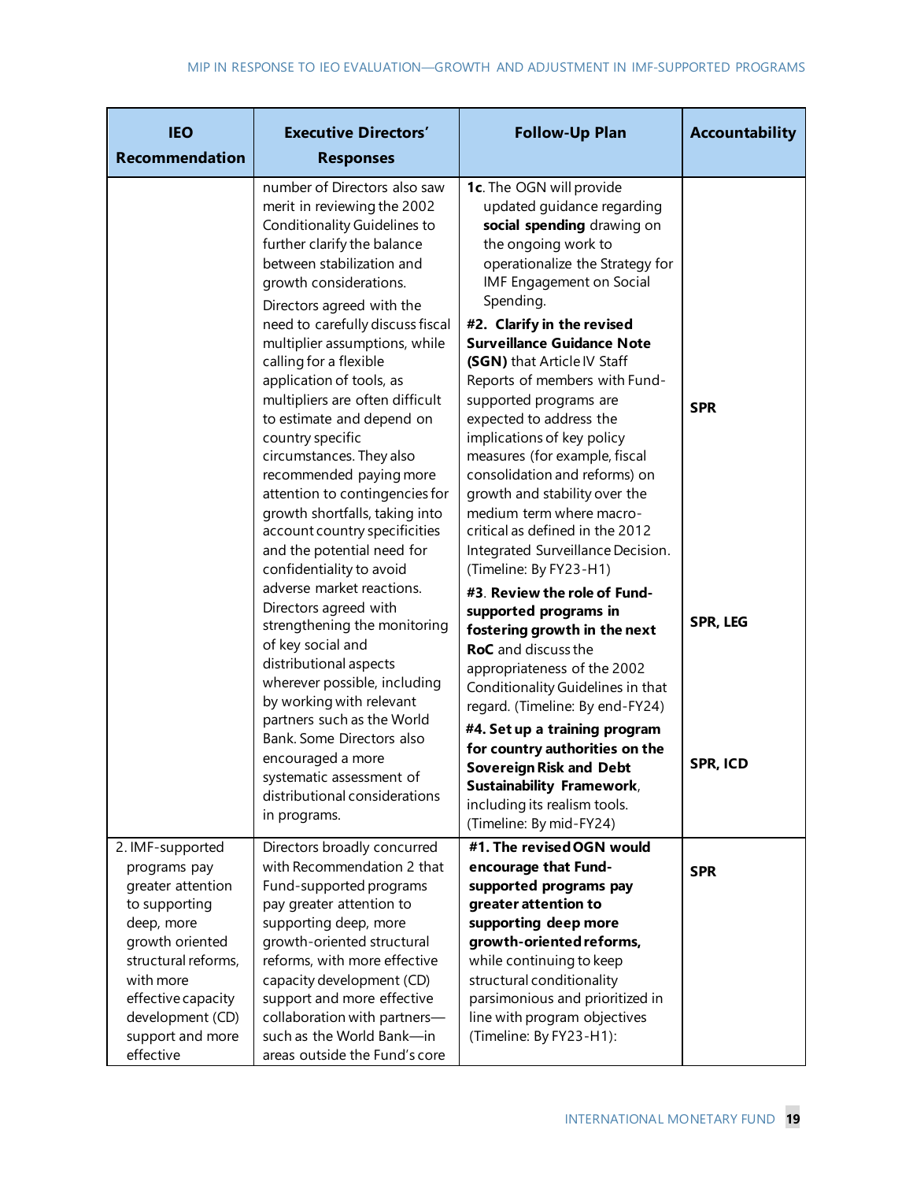| IEO Recommendation | Executive Directors' Responses | Follow-Up Plan | Accountability |
|---|---|---|---|
| | number of Directors also saw merit in reviewing the 2002 Conditionality Guidelines to further clarify the balance between stabilization and growth considerations.<br><br>Directors agreed with the need to carefully discuss fiscal multiplier assumptions, while calling for a flexible application of tools, as multipliers are often difficult to estimate and depend on country specific circumstances. They also recommended paying more attention to contingencies for growth shortfalls, taking into account country specificities and the potential need for confidentiality to avoid adverse market reactions.<br><br>Directors agreed with strengthening the monitoring of key social and distributional aspects wherever possible, including by working with relevant partners such as the World Bank. Some Directors also encouraged a more systematic assessment of distributional considerations in programs. | **1c**. The OGN will provide updated guidance regarding **social spending** drawing on the ongoing work to operationalize the Strategy for IMF Engagement on Social Spending.<br><br>**#2. Clarify in the revised Surveillance Guidance Note (SGN)** that Article IV Staff Reports of members with Fund-supported programs are expected to address the implications of key policy measures (for example, fiscal consolidation and reforms) on growth and stability over the medium term where macro-critical as defined in the 2012 Integrated Surveillance Decision. (Timeline: By FY23-H1)<br><br>**#3**. **Review the role of Fund-supported programs in fostering growth in the next RoC** and discuss the appropriateness of the 2002 Conditionality Guidelines in that regard. (Timeline: By end-FY24)<br><br>**#4. Set up a training program for country authorities on the Sovereign Risk and Debt Sustainability Framework**, including its realism tools. (Timeline: By mid-FY24) | **SPR**<br><br>**SPR, LEG**<br><br>**SPR, ICD** |
| 2. IMF-supported programs pay greater attention to supporting deep, more growth oriented structural reforms, with more effective capacity development (CD) support and more effective | Directors broadly concurred with Recommendation 2 that Fund-supported programs pay greater attention to supporting deep, more growth-oriented structural reforms, with more effective capacity development (CD) support and more effective collaboration with partners—such as the World Bank—in areas outside the Fund's core | **#1. The revised OGN would encourage that Fund-supported programs pay greater attention to supporting deep more growth-oriented reforms,** while continuing to keep structural conditionality parsimonious and prioritized in line with program objectives (Timeline: By FY23-H1): | **SPR** |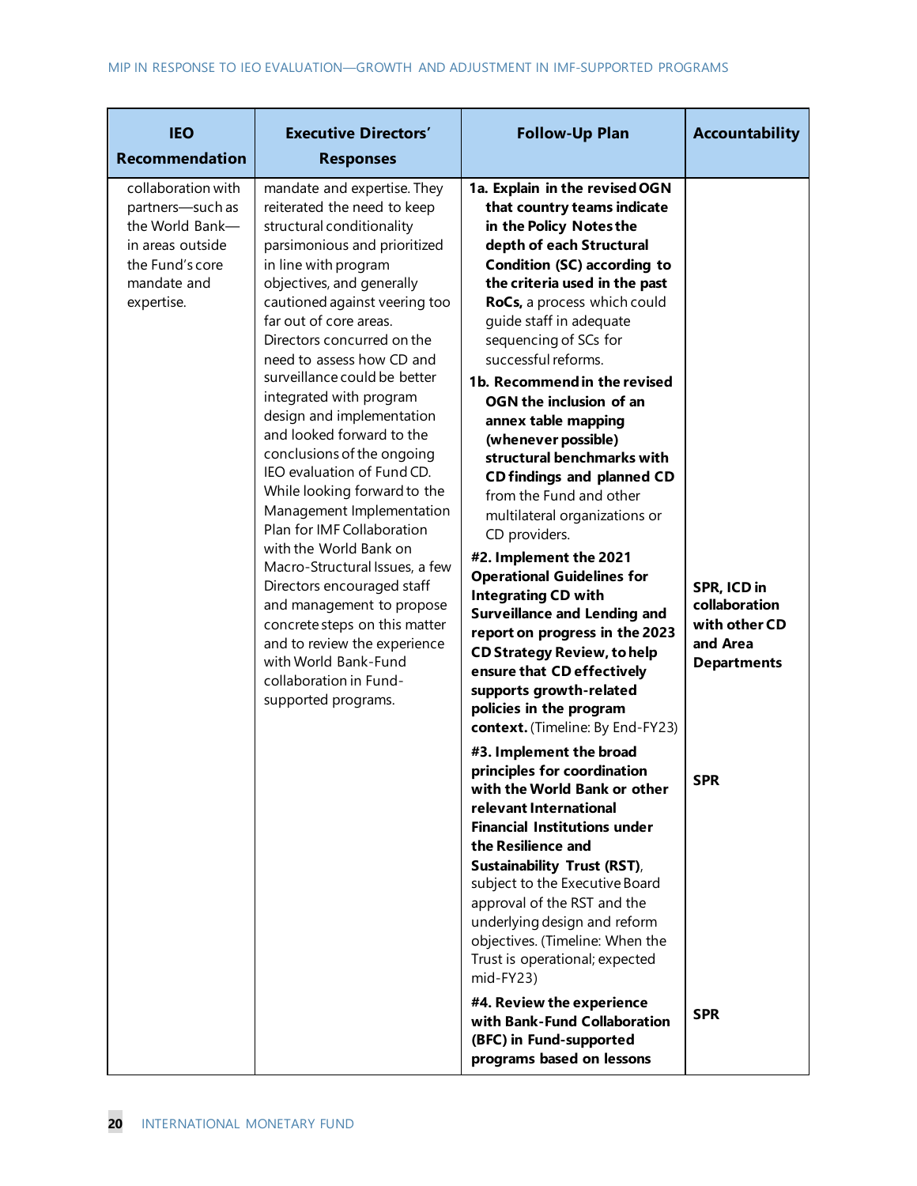| IEO Recommendation | Executive Directors' Responses | Follow-Up Plan | Accountability |
|---|---|---|---|
| collaboration with partners—such as the World Bank—in areas outside the Fund's core mandate and expertise. | mandate and expertise. They reiterated the need to keep structural conditionality parsimonious and prioritized in line with program objectives, and generally cautioned against veering too far out of core areas. Directors concurred on the need to assess how CD and surveillance could be better integrated with program design and implementation and looked forward to the conclusions of the ongoing IEO evaluation of Fund CD. While looking forward to the Management Implementation Plan for IMF Collaboration with the World Bank on Macro-Structural Issues, a few Directors encouraged staff and management to propose concrete steps on this matter and to review the experience with World Bank-Fund collaboration in Fund-supported programs. | **1a. Explain in the revised OGN that country teams indicate in the Policy Notes the depth of each Structural Condition (SC) according to the criteria used in the past RoCs,** a process which could guide staff in adequate sequencing of SCs for successful reforms.<br>**1b. Recommend in the revised OGN the inclusion of an annex table mapping (whenever possible) structural benchmarks with CD findings and planned CD** from the Fund and other multilateral organizations or CD providers. | |
| | | **#2. Implement the 2021 Operational Guidelines for Integrating CD with Surveillance and Lending and report on progress in the 2023 CD Strategy Review, to help ensure that CD effectively supports growth-related policies in the program context.** (Timeline: By End-FY23) | **SPR, ICD in collaboration with other CD and Area Departments** |
| | | **#3. Implement the broad principles for coordination with the World Bank or other relevant International Financial Institutions under the Resilience and Sustainability Trust (RST)**, subject to the Executive Board approval of the RST and the underlying design and reform objectives. (Timeline: When the Trust is operational; expected mid-FY23) | **SPR** |
| | | **#4. Review the experience with Bank-Fund Collaboration (BFC) in Fund-supported programs based on lessons** | **SPR** |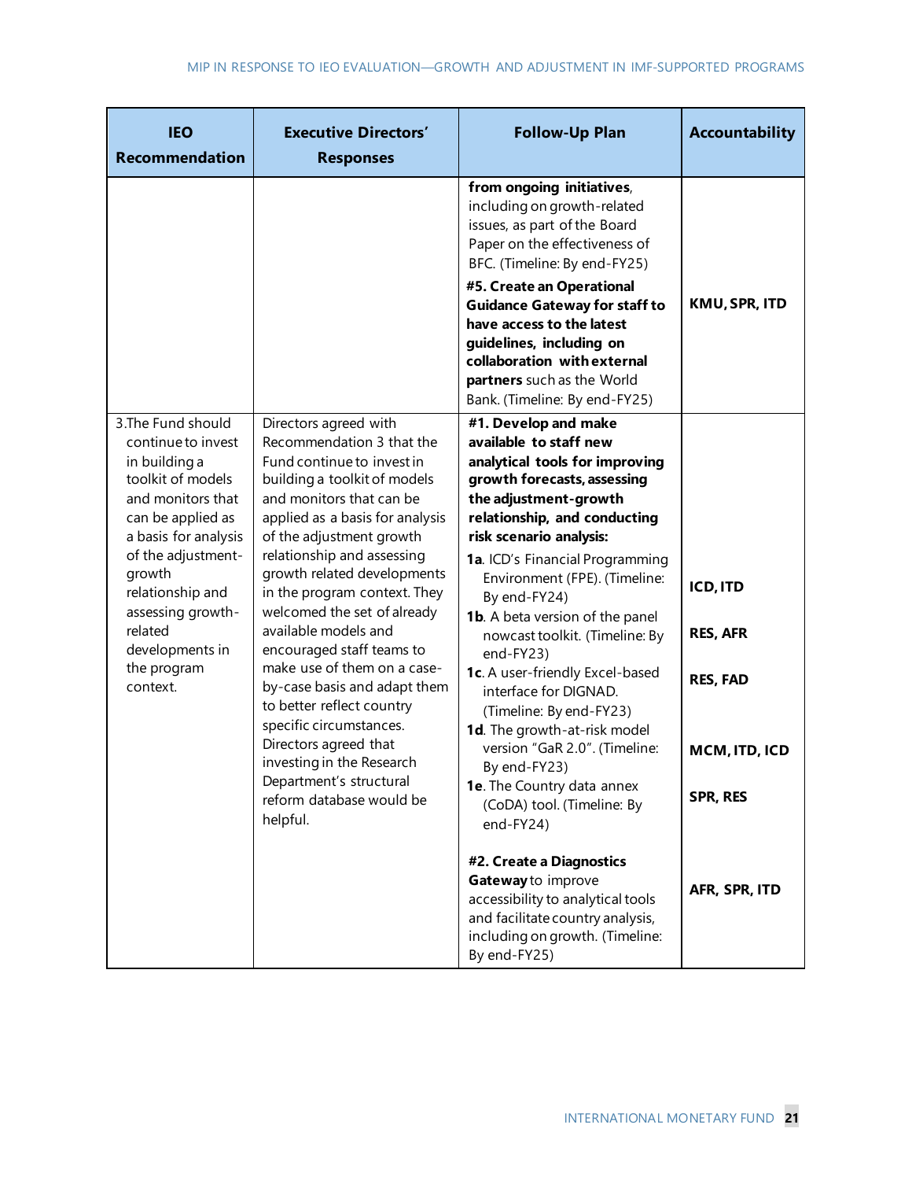| IEO Recommendation | Executive Directors' Responses | Follow-Up Plan | Accountability |
|---|---|---|---|
| | | **from ongoing initiatives**, including on growth-related issues, as part of the Board Paper on the effectiveness of BFC. (Timeline: By end-FY25)<br><br>**#5. Create an Operational Guidance Gateway for staff to have access to the latest guidelines, including on collaboration with external partners** such as the World Bank. (Timeline: By end-FY25) | **KMU, SPR, ITD** |
| 3.The Fund should continue to invest in building a toolkit of models and monitors that can be applied as a basis for analysis of the adjustment-growth relationship and assessing growth-related developments in the program context. | Directors agreed with Recommendation 3 that the Fund continue to invest in building a toolkit of models and monitors that can be applied as a basis for analysis of the adjustment growth relationship and assessing growth related developments in the program context. They welcomed the set of already available models and encouraged staff teams to make use of them on a case-by-case basis and adapt them to better reflect country specific circumstances. Directors agreed that investing in the Research Department's structural reform database would be helpful. | **#1. Develop and make available to staff new analytical tools for improving growth forecasts, assessing the adjustment-growth relationship, and conducting risk scenario analysis:**<br><br>**1a**. ICD's Financial Programming Environment (FPE). (Timeline: By end-FY24)<br><br>**1b**. A beta version of the panel nowcast toolkit. (Timeline: By end-FY23)<br><br>**1c**. A user-friendly Excel-based interface for DIGNAD. (Timeline: By end-FY23)<br><br>**1d**. The growth-at-risk model version "GaR 2.0". (Timeline: By end-FY23)<br><br>**1e**. The Country data annex (CoDA) tool. (Timeline: By end-FY24)<br><br>**#2. Create a Diagnostics Gateway** to improve accessibility to analytical tools and facilitate country analysis, including on growth. (Timeline: By end-FY25) | **ICD, ITD**<br><br>**RES, AFR**<br><br>**RES, FAD**<br><br>**MCM, ITD, ICD**<br><br>**SPR, RES**<br><br>**AFR, SPR, ITD** |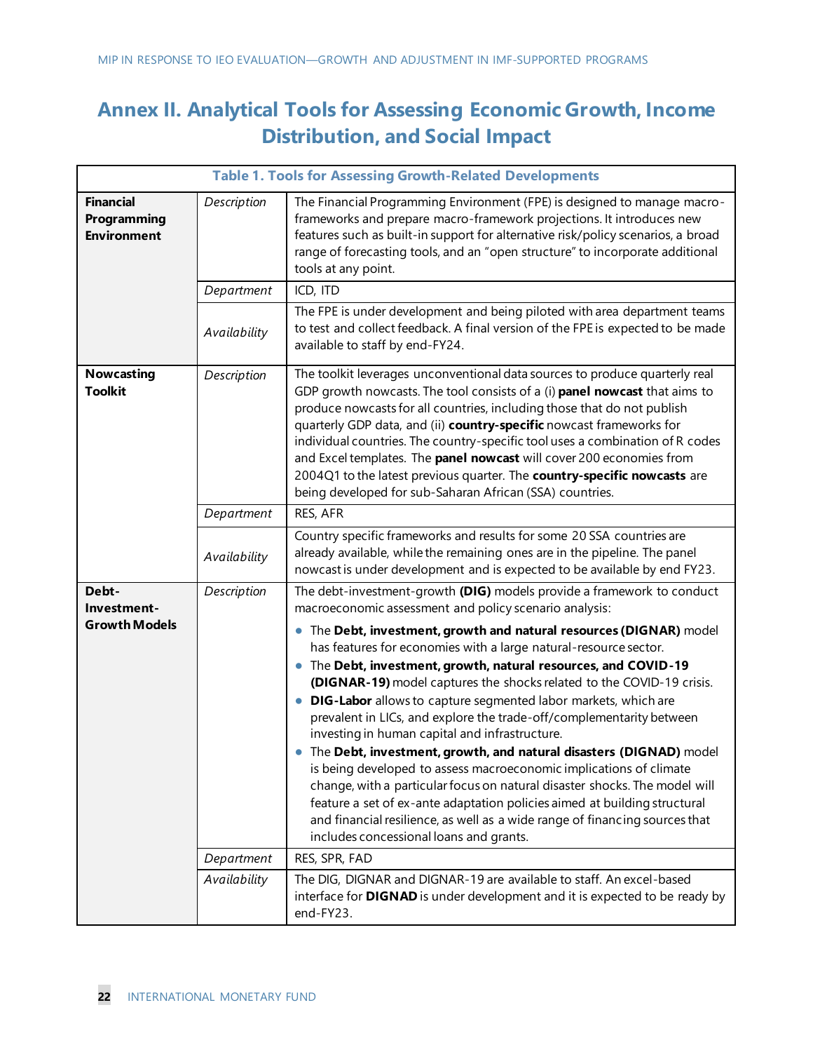# Annex II. Analytical Tools for Assessing Economic Growth, Income Distribution, and Social Impact

| Table 1. Tools for Assessing Growth-Related Developments | | |
|---|---|---|
| **Financial Programming Environment** | *Description* | The Financial Programming Environment (FPE) is designed to manage macro-frameworks and prepare macro-framework projections. It introduces new features such as built-in support for alternative risk/policy scenarios, a broad range of forecasting tools, and an "open structure" to incorporate additional tools at any point. |
| | *Department* | ICD, ITD |
| | *Availability* | The FPE is under development and being piloted with area department teams to test and collect feedback. A final version of the FPE is expected to be made available to staff by end-FY24. |
| **Nowcasting Toolkit** | *Description* | The toolkit leverages unconventional data sources to produce quarterly real GDP growth nowcasts. The tool consists of a (i) **panel nowcast** that aims to produce nowcasts for all countries, including those that do not publish quarterly GDP data, and (ii) **country-specific** nowcast frameworks for individual countries. The country-specific tool uses a combination of R codes and Excel templates. The **panel nowcast** will cover 200 economies from 2004Q1 to the latest previous quarter. The **country-specific nowcasts** are being developed for sub-Saharan African (SSA) countries. |
| | *Department* | RES, AFR |
| | *Availability* | Country specific frameworks and results for some 20 SSA countries are already available, while the remaining ones are in the pipeline. The panel nowcast is under development and is expected to be available by end FY23. |
| **Debt-Investment-Growth Models** | *Description* | The debt-investment-growth **(DIG)** models provide a framework to conduct macroeconomic assessment and policy scenario analysis:<br>• The **Debt, investment, growth and natural resources (DIGNAR)** model has features for economies with a large natural-resource sector.<br>• The **Debt, investment, growth, natural resources, and COVID-19 (DIGNAR-19)** model captures the shocks related to the COVID-19 crisis.<br>• **DIG-Labor** allows to capture segmented labor markets, which are prevalent in LICs, and explore the trade-off/complementarity between investing in human capital and infrastructure.<br>• The **Debt, investment, growth, and natural disasters (DIGNAD)** model is being developed to assess macroeconomic implications of climate change, with a particular focus on natural disaster shocks. The model will feature a set of ex-ante adaptation policies aimed at building structural and financial resilience, as well as a wide range of financing sources that includes concessional loans and grants. |
| | *Department* | RES, SPR, FAD |
| | *Availability* | The DIG, DIGNAR and DIGNAR-19 are available to staff. An excel-based interface for **DIGNAD** is under development and it is expected to be ready by end-FY23. |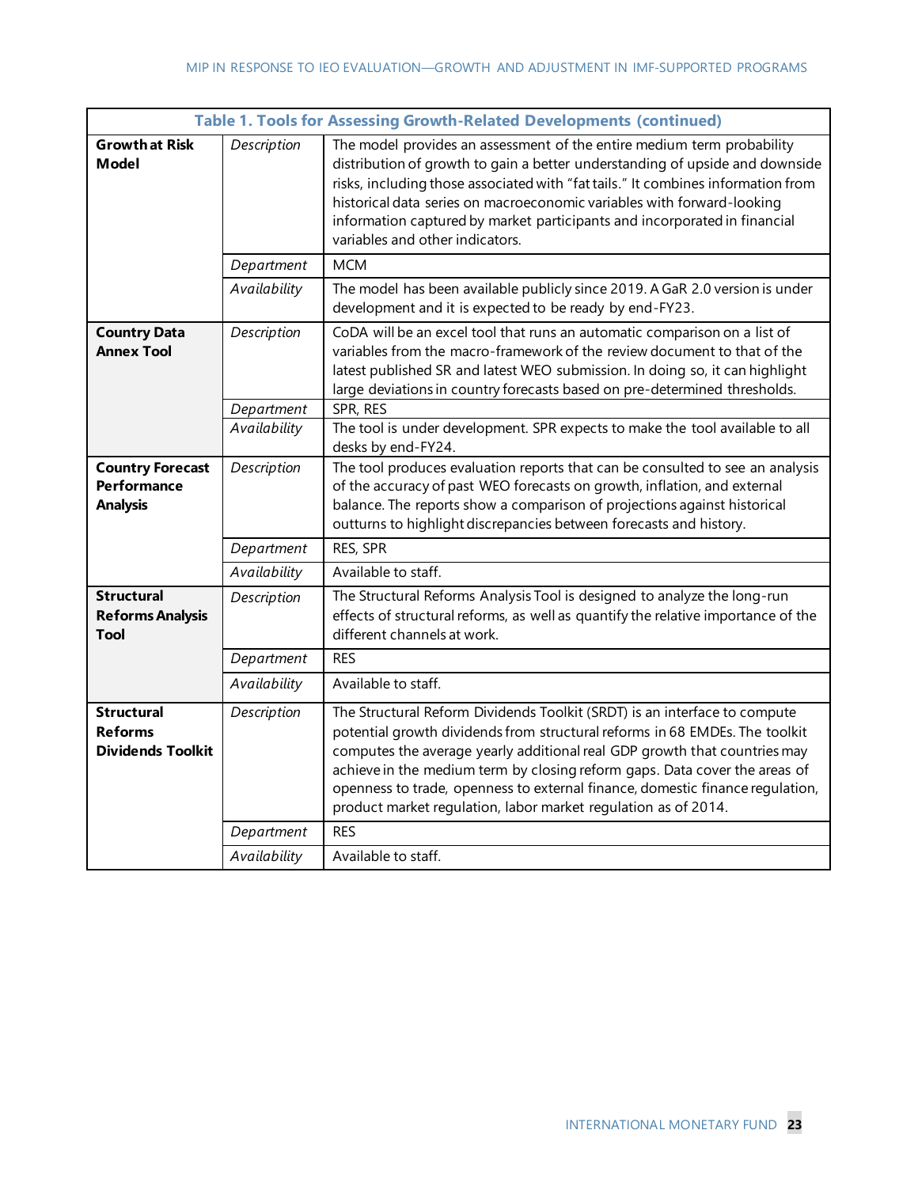**Table 1. Tools for Assessing Growth-Related Developments (continued)**

| | | |
|---|---|---|
| **Growth at Risk Model** | *Description* | The model provides an assessment of the entire medium term probability distribution of growth to gain a better understanding of upside and downside risks, including those associated with "fat tails." It combines information from historical data series on macroeconomic variables with forward-looking information captured by market participants and incorporated in financial variables and other indicators. |
| | *Department* | MCM |
| | *Availability* | The model has been available publicly since 2019. A GaR 2.0 version is under development and it is expected to be ready by end-FY23. |
| **Country Data Annex Tool** | *Description* | CoDA will be an excel tool that runs an automatic comparison on a list of variables from the macro-framework of the review document to that of the latest published SR and latest WEO submission. In doing so, it can highlight large deviations in country forecasts based on pre-determined thresholds. |
| | *Department* | SPR, RES |
| | *Availability* | The tool is under development. SPR expects to make the tool available to all desks by end-FY24. |
| **Country Forecast Performance Analysis** | *Description* | The tool produces evaluation reports that can be consulted to see an analysis of the accuracy of past WEO forecasts on growth, inflation, and external balance. The reports show a comparison of projections against historical outturns to highlight discrepancies between forecasts and history. |
| | *Department* | RES, SPR |
| | *Availability* | Available to staff. |
| **Structural Reforms Analysis Tool** | *Description* | The Structural Reforms Analysis Tool is designed to analyze the long-run effects of structural reforms, as well as quantify the relative importance of the different channels at work. |
| | *Department* | RES |
| | *Availability* | Available to staff. |
| **Structural Reforms Dividends Toolkit** | *Description* | The Structural Reform Dividends Toolkit (SRDT) is an interface to compute potential growth dividends from structural reforms in 68 EMDEs. The toolkit computes the average yearly additional real GDP growth that countries may achieve in the medium term by closing reform gaps. Data cover the areas of openness to trade, openness to external finance, domestic finance regulation, product market regulation, labor market regulation as of 2014. |
| | *Department* | RES |
| | *Availability* | Available to staff. |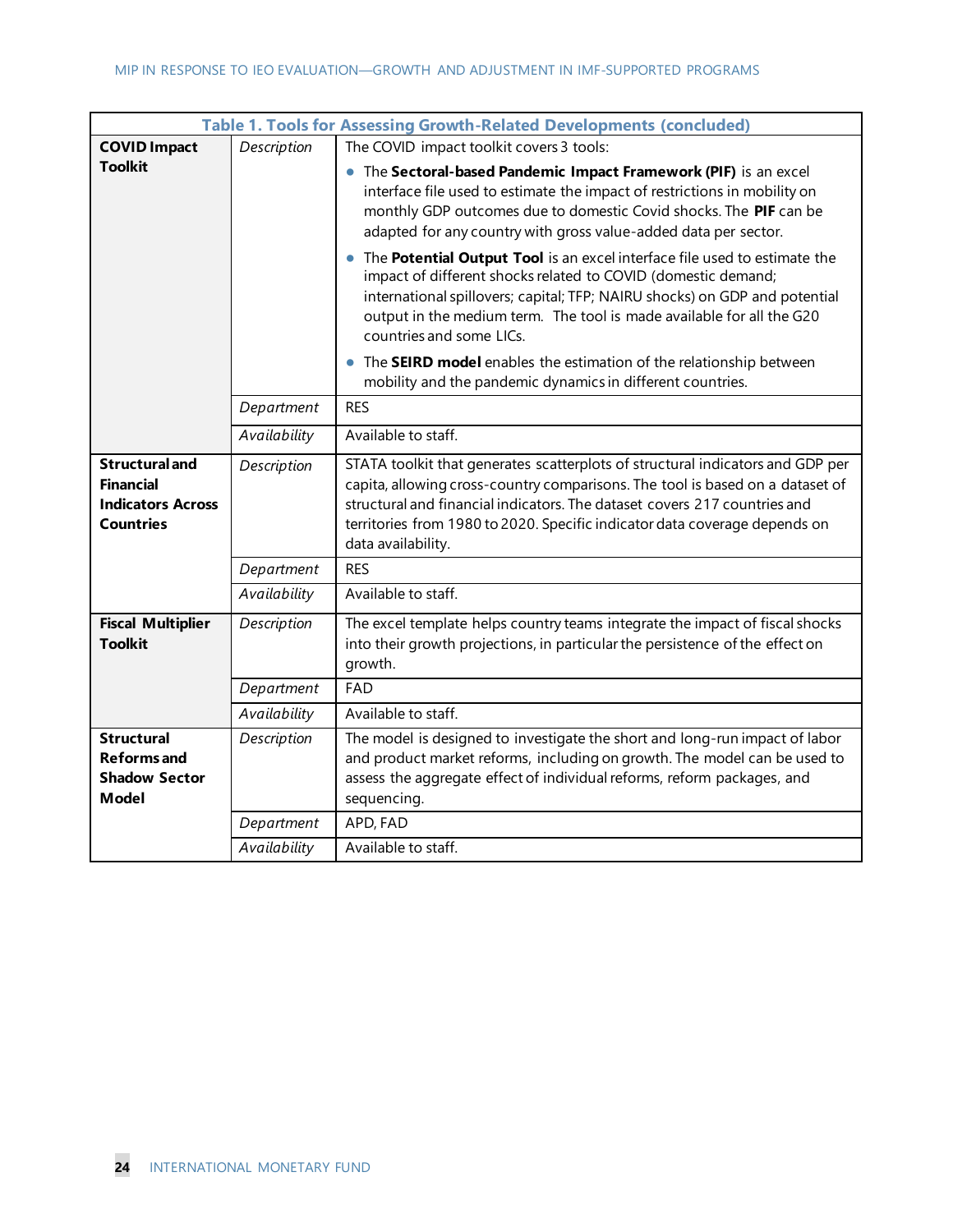**Table 1. Tools for Assessing Growth-Related Developments (concluded)**

| | | |
|---|---|---|
| **COVID Impact Toolkit** | *Description* | The COVID impact toolkit covers 3 tools:<br>• The **Sectoral-based Pandemic Impact Framework (PIF)** is an excel interface file used to estimate the impact of restrictions in mobility on monthly GDP outcomes due to domestic Covid shocks. The **PIF** can be adapted for any country with gross value-added data per sector.<br>• The **Potential Output Tool** is an excel interface file used to estimate the impact of different shocks related to COVID (domestic demand; international spillovers; capital; TFP; NAIRU shocks) on GDP and potential output in the medium term. The tool is made available for all the G20 countries and some LICs.<br>• The **SEIRD model** enables the estimation of the relationship between mobility and the pandemic dynamics in different countries. |
| | *Department* | RES |
| | *Availability* | Available to staff. |
| **Structural and Financial Indicators Across Countries** | *Description* | STATA toolkit that generates scatterplots of structural indicators and GDP per capita, allowing cross-country comparisons. The tool is based on a dataset of structural and financial indicators. The dataset covers 217 countries and territories from 1980 to 2020. Specific indicator data coverage depends on data availability. |
| | *Department* | RES |
| | *Availability* | Available to staff. |
| **Fiscal Multiplier Toolkit** | *Description* | The excel template helps country teams integrate the impact of fiscal shocks into their growth projections, in particular the persistence of the effect on growth. |
| | *Department* | FAD |
| | *Availability* | Available to staff. |
| **Structural Reforms and Shadow Sector Model** | *Description* | The model is designed to investigate the short and long-run impact of labor and product market reforms, including on growth. The model can be used to assess the aggregate effect of individual reforms, reform packages, and sequencing. |
| | *Department* | APD, FAD |
| | *Availability* | Available to staff. |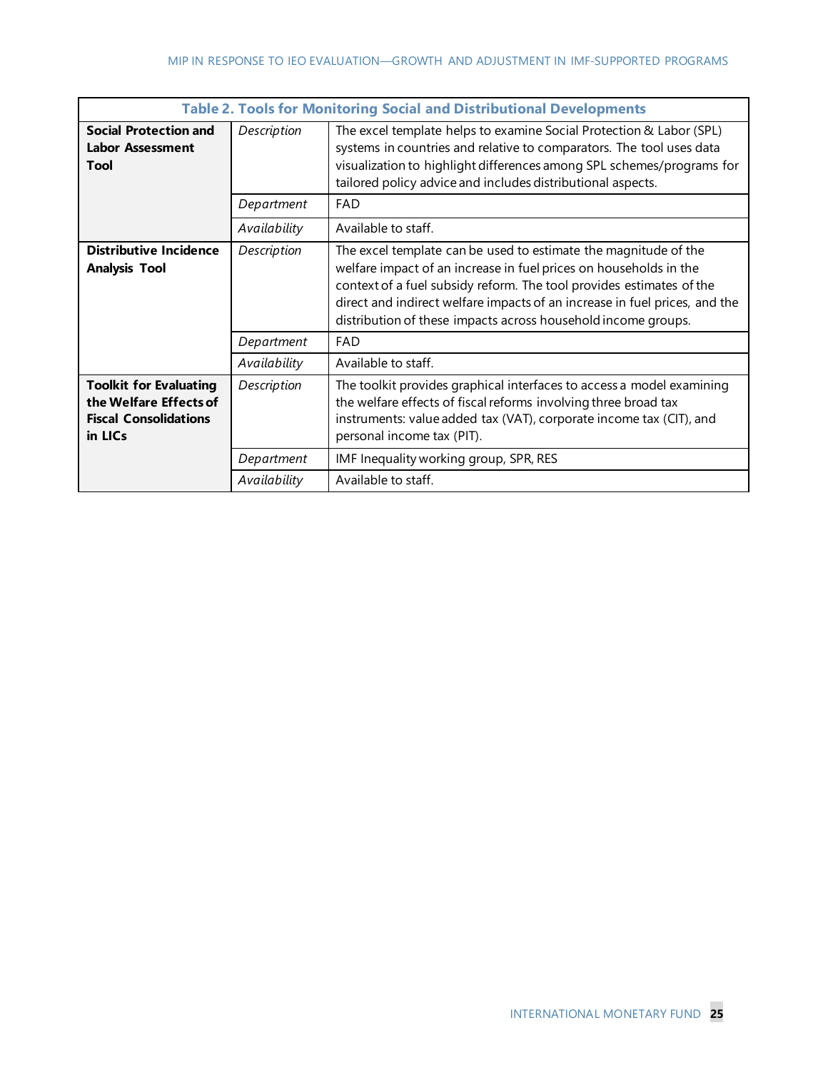**Table 2. Tools for Monitoring Social and Distributional Developments**

| | | |
|---|---|---|
| **Social Protection and Labor Assessment Tool** | *Description* | The excel template helps to examine Social Protection & Labor (SPL) systems in countries and relative to comparators. The tool uses data visualization to highlight differences among SPL schemes/programs for tailored policy advice and includes distributional aspects. |
| | *Department* | FAD |
| | *Availability* | Available to staff. |
| **Distributive Incidence Analysis Tool** | *Description* | The excel template can be used to estimate the magnitude of the welfare impact of an increase in fuel prices on households in the context of a fuel subsidy reform. The tool provides estimates of the direct and indirect welfare impacts of an increase in fuel prices, and the distribution of these impacts across household income groups. |
| | *Department* | FAD |
| | *Availability* | Available to staff. |
| **Toolkit for Evaluating the Welfare Effects of Fiscal Consolidations in LICs** | *Description* | The toolkit provides graphical interfaces to access a model examining the welfare effects of fiscal reforms involving three broad tax instruments: value added tax (VAT), corporate income tax (CIT), and personal income tax (PIT). |
| | *Department* | IMF Inequality working group, SPR, RES |
| | *Availability* | Available to staff. |